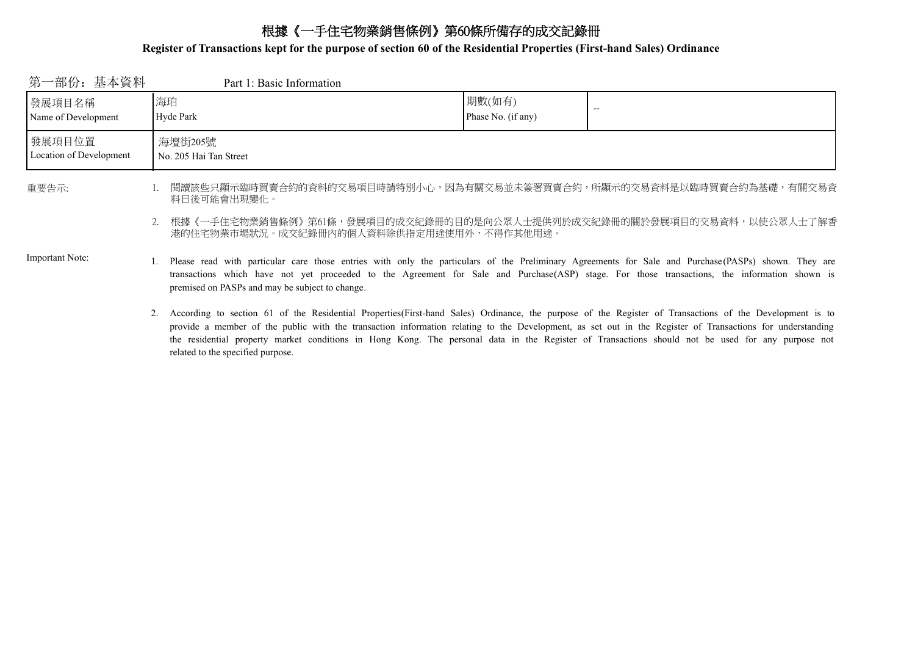# 根據《一手住宅物業銷售條例》第60條所備存的成交記錄冊

**Register of Transactions kept for the purpose of section 60 of the Residential Properties (First-hand Sales) Ordinance**

第一部份：基本資料　　Part 1: Basic Information

| 發展項目名稱<br>Name of Development | 海珀<br>Hyde Park | 期數(如有)<br>Phase No. (if any) | -- |
| --- | --- | --- | --- |
| 發展項目位置<br>Location of Development | 海壇街205號<br>No. 205 Hai Tan Street | | |

重要告示:

1. 閱讀該些只顯示臨時買賣合約的資料的交易項目時請特別小心，因為有關交易並未簽署買賣合約，所顯示的交易資料是以臨時買賣合約為基礎，有關交易資料日後可能會出現變化。
2. 根據《一手住宅物業銷售條例》第61條，發展項目的成交紀錄冊的目的是向公眾人士提供列於成交紀錄冊的關於發展項目的交易資料，以使公眾人士了解香港的住宅物業市場狀況。成交紀錄冊內的個人資料除供指定用途使用外，不得作其他用途。

Important Note:

1. Please read with particular care those entries with only the particulars of the Preliminary Agreements for Sale and Purchase(PASPs) shown. They are transactions which have not yet proceeded to the Agreement for Sale and Purchase(ASP) stage. For those transactions, the information shown is premised on PASPs and may be subject to change.
2. According to section 61 of the Residential Properties(First-hand Sales) Ordinance, the purpose of the Register of Transactions of the Development is to provide a member of the public with the transaction information relating to the Development, as set out in the Register of Transactions for understanding the residential property market conditions in Hong Kong. The personal data in the Register of Transactions should not be used for any purpose not related to the specified purpose.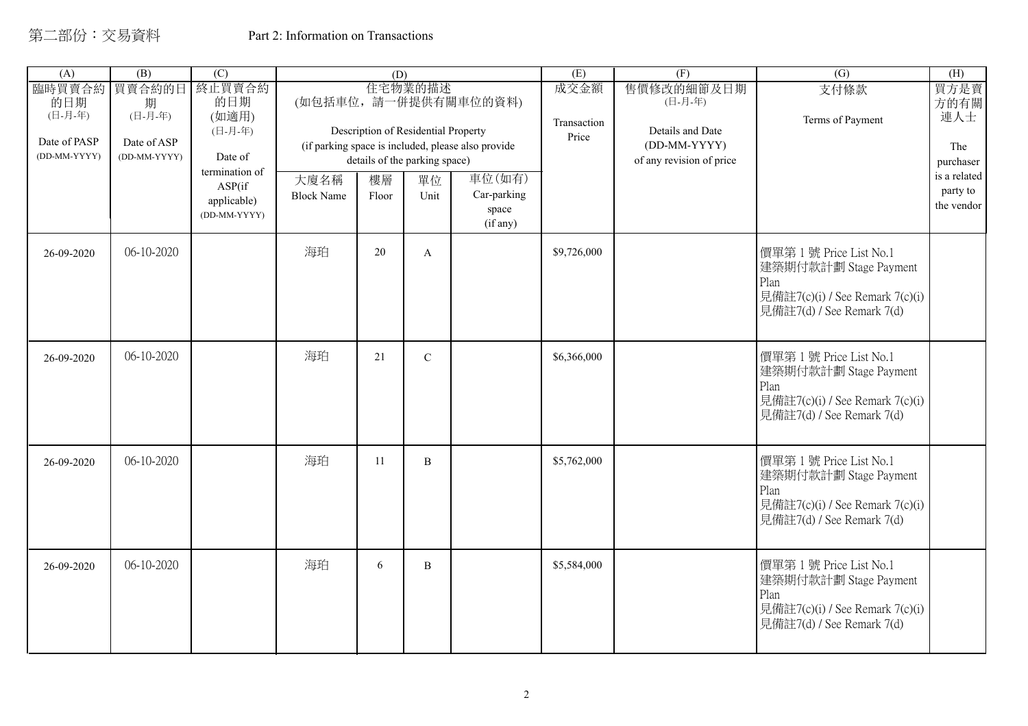第二部份：交易資料　　Part 2: Information on Transactions

| (A) 臨時買賣合約的日期 (日-月-年) Date of PASP (DD-MM-YYYY) | (B) 買賣合約的日期 (日-月-年) Date of ASP (DD-MM-YYYY) | (C) 終止買賣合約的日期 (如適用) (日-月-年) Date of termination of ASP(if applicable) (DD-MM-YYYY) | (D) 住宅物業的描述 (如包括車位，請一併提供有關車位的資料) Description of Residential Property (if parking space is included, please also provide details of the parking space) | | | | (E) 成交金額 Transaction Price | (F) 售價修改的細節及日期 (日-月-年) Details and Date (DD-MM-YYYY) of any revision of price | (G) 支付條款 Terms of Payment | (H) 買方是賣方的有關連人士 The purchaser is a related party to the vendor |
|---|---|---|---|---|---|---|---|---|---|---|
| | | | 大廈名稱 Block Name | 樓層 Floor | 單位 Unit | 車位(如有) Car-parking space (if any) | | | | |
| 26-09-2020 | 06-10-2020 | | 海珀 | 20 | A | | $9,726,000 | | 價單第 1 號 Price List No.1 建築期付款計劃 Stage Payment Plan 見備註7(c)(i) / See Remark 7(c)(i) 見備註7(d) / See Remark 7(d) | |
| 26-09-2020 | 06-10-2020 | | 海珀 | 21 | C | | $6,366,000 | | 價單第 1 號 Price List No.1 建築期付款計劃 Stage Payment Plan 見備註7(c)(i) / See Remark 7(c)(i) 見備註7(d) / See Remark 7(d) | |
| 26-09-2020 | 06-10-2020 | | 海珀 | 11 | B | | $5,762,000 | | 價單第 1 號 Price List No.1 建築期付款計劃 Stage Payment Plan 見備註7(c)(i) / See Remark 7(c)(i) 見備註7(d) / See Remark 7(d) | |
| 26-09-2020 | 06-10-2020 | | 海珀 | 6 | B | | $5,584,000 | | 價單第 1 號 Price List No.1 建築期付款計劃 Stage Payment Plan 見備註7(c)(i) / See Remark 7(c)(i) 見備註7(d) / See Remark 7(d) | |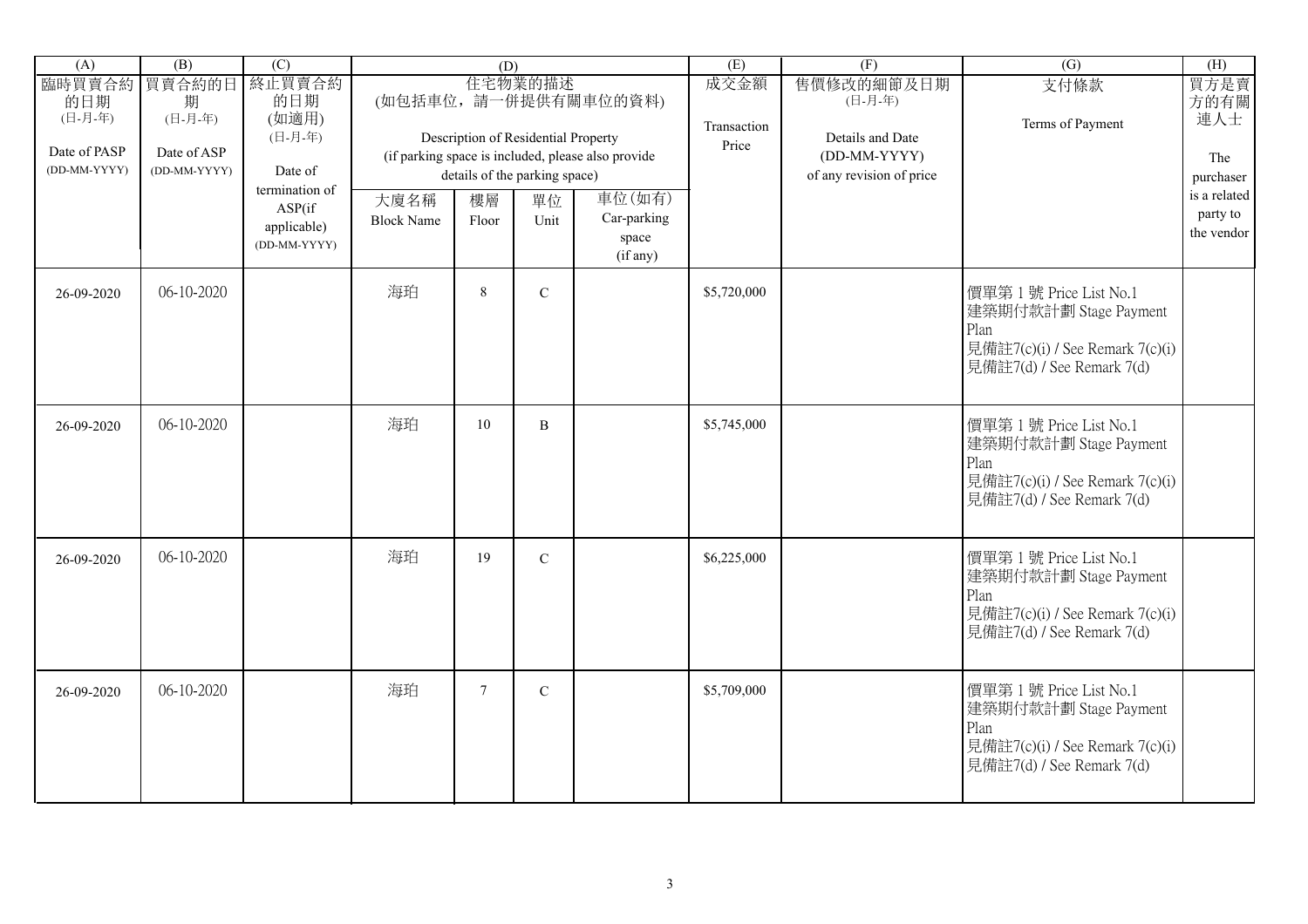| (A) | (B) | (C) | (D) | | | | (E) | (F) | (G) | (H) |
|---|---|---|---|---|---|---|---|---|---|---|
| 臨時買賣合約的日期 (日-月-年) Date of PASP (DD-MM-YYYY) | 買賣合約的日期 (日-月-年) Date of ASP (DD-MM-YYYY) | 終止買賣合約的日期 (如適用) (日-月-年) Date of termination of ASP(if applicable) (DD-MM-YYYY) | 住宅物業的描述 (如包括車位，請一併提供有關車位的資料) Description of Residential Property (if parking space is included, please also provide details of the parking space) | | | | 成交金額 Transaction Price | 售價修改的細節及日期 (日-月-年) Details and Date (DD-MM-YYYY) of any revision of price | 支付條款 Terms of Payment | 買方是賣方的有關連人士 The purchaser is a related party to the vendor |
| | | | 大廈名稱 Block Name | 樓層 Floor | 單位 Unit | 車位(如有) Car-parking space (if any) | | | | |
| 26-09-2020 | 06-10-2020 | | 海珀 | 8 | C | | $5,720,000 | | 價單第 1 號 Price List No.1 建築期付款計劃 Stage Payment Plan 見備註7(c)(i) / See Remark 7(c)(i) 見備註7(d) / See Remark 7(d) | |
| 26-09-2020 | 06-10-2020 | | 海珀 | 10 | B | | $5,745,000 | | 價單第 1 號 Price List No.1 建築期付款計劃 Stage Payment Plan 見備註7(c)(i) / See Remark 7(c)(i) 見備註7(d) / See Remark 7(d) | |
| 26-09-2020 | 06-10-2020 | | 海珀 | 19 | C | | $6,225,000 | | 價單第 1 號 Price List No.1 建築期付款計劃 Stage Payment Plan 見備註7(c)(i) / See Remark 7(c)(i) 見備註7(d) / See Remark 7(d) | |
| 26-09-2020 | 06-10-2020 | | 海珀 | 7 | C | | $5,709,000 | | 價單第 1 號 Price List No.1 建築期付款計劃 Stage Payment Plan 見備註7(c)(i) / See Remark 7(c)(i) 見備註7(d) / See Remark 7(d) | |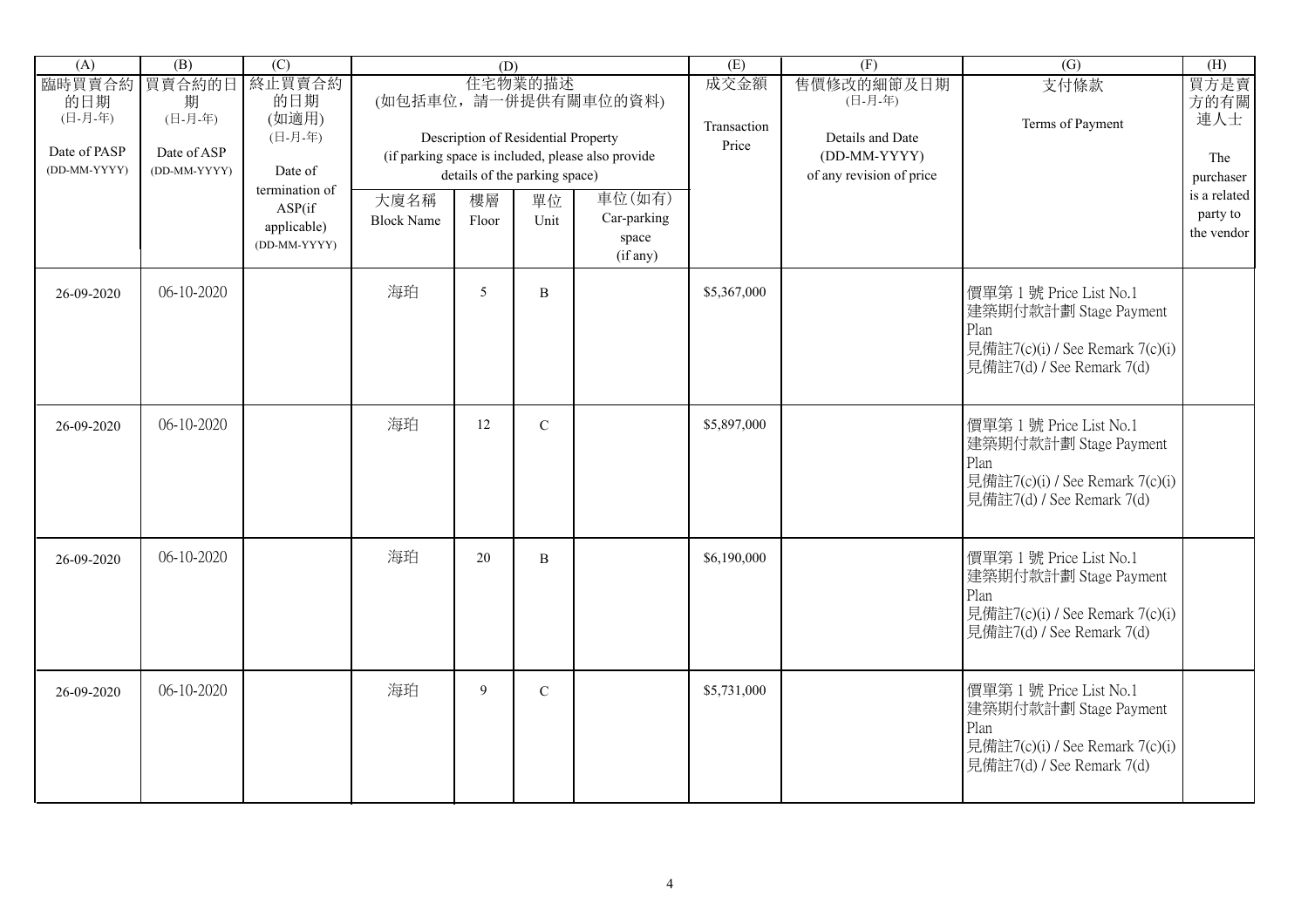| (A) | (B) | (C) | (D) | | | | (E) | (F) | (G) | (H) |
|---|---|---|---|---|---|---|---|---|---|---|
| 臨時買賣合約的日期 (日-月-年) Date of PASP (DD-MM-YYYY) | 買賣合約的日期 (日-月-年) Date of ASP (DD-MM-YYYY) | 終止買賣合約的日期 (如適用) (日-月-年) Date of termination of ASP(if applicable) (DD-MM-YYYY) | 住宅物業的描述 (如包括車位，請一併提供有關車位的資料) Description of Residential Property (if parking space is included, please also provide details of the parking space) | | | | 成交金額 Transaction Price | 售價修改的細節及日期 (日-月-年) Details and Date (DD-MM-YYYY) of any revision of price | 支付條款 Terms of Payment | 買方是賣方的有關連人士 The purchaser is a related party to the vendor |
| | | | 大廈名稱 Block Name | 樓層 Floor | 單位 Unit | 車位(如有) Car-parking space (if any) | | | | |
| 26-09-2020 | 06-10-2020 | | 海珀 | 5 | B | | $5,367,000 | | 價單第 1 號 Price List No.1<br>建築期付款計劃 Stage Payment Plan<br>見備註7(c)(i) / See Remark 7(c)(i)<br>見備註7(d) / See Remark 7(d) | |
| 26-09-2020 | 06-10-2020 | | 海珀 | 12 | C | | $5,897,000 | | 價單第 1 號 Price List No.1<br>建築期付款計劃 Stage Payment Plan<br>見備註7(c)(i) / See Remark 7(c)(i)<br>見備註7(d) / See Remark 7(d) | |
| 26-09-2020 | 06-10-2020 | | 海珀 | 20 | B | | $6,190,000 | | 價單第 1 號 Price List No.1<br>建築期付款計劃 Stage Payment Plan<br>見備註7(c)(i) / See Remark 7(c)(i)<br>見備註7(d) / See Remark 7(d) | |
| 26-09-2020 | 06-10-2020 | | 海珀 | 9 | C | | $5,731,000 | | 價單第 1 號 Price List No.1<br>建築期付款計劃 Stage Payment Plan<br>見備註7(c)(i) / See Remark 7(c)(i)<br>見備註7(d) / See Remark 7(d) | |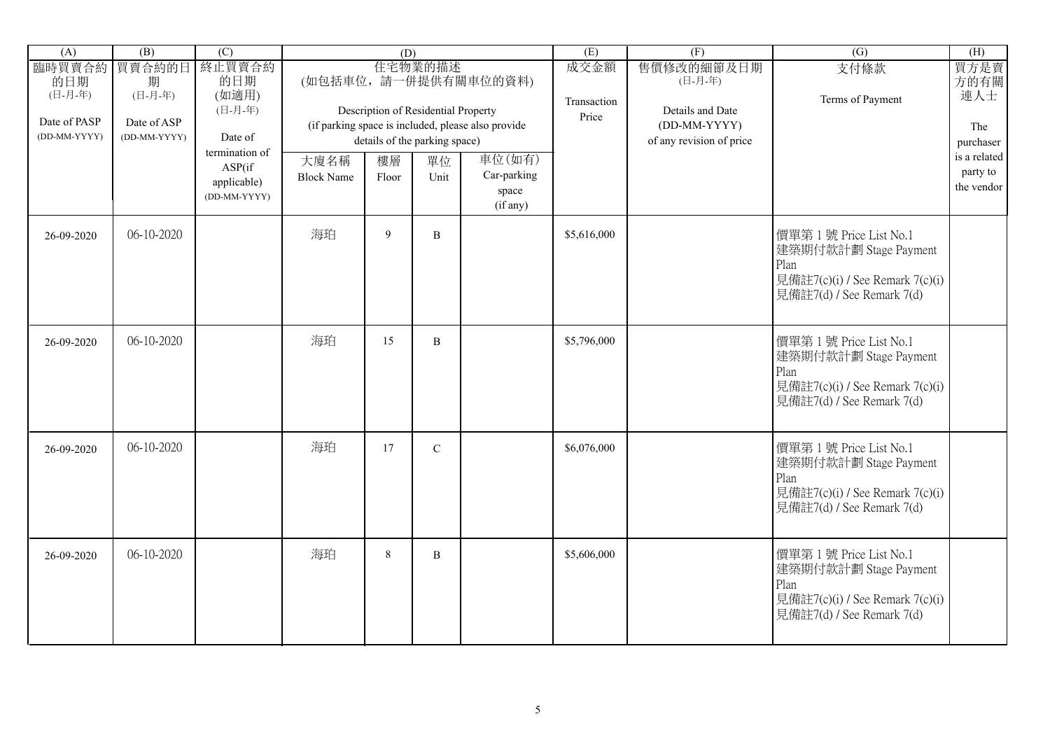| (A) | (B) | (C) | (D) | | | | (E) | (F) | (G) | (H) |
|---|---|---|---|---|---|---|---|---|---|---|
| 臨時買賣合約的日期 (日-月-年) Date of PASP (DD-MM-YYYY) | 買賣合約的日期 (日-月-年) Date of ASP (DD-MM-YYYY) | 終止買賣合約的日期 (如適用) (日-月-年) Date of termination of ASP(if applicable) (DD-MM-YYYY) | 住宅物業的描述 (如包括車位，請一併提供有關車位的資料) Description of Residential Property (if parking space is included, please also provide details of the parking space) | | | | 成交金額 Transaction Price | 售價修改的細節及日期 (日-月-年) Details and Date (DD-MM-YYYY) of any revision of price | 支付條款 Terms of Payment | 買方是賣方的有關連人士 The purchaser is a related party to the vendor |
| | | | 大廈名稱 Block Name | 樓層 Floor | 單位 Unit | 車位(如有) Car-parking space (if any) | | | | |
| 26-09-2020 | 06-10-2020 | | 海珀 | 9 | B | | $5,616,000 | | 價單第 1 號 Price List No.1 建築期付款計劃 Stage Payment Plan 見備註7(c)(i) / See Remark 7(c)(i) 見備註7(d) / See Remark 7(d) | |
| 26-09-2020 | 06-10-2020 | | 海珀 | 15 | B | | $5,796,000 | | 價單第 1 號 Price List No.1 建築期付款計劃 Stage Payment Plan 見備註7(c)(i) / See Remark 7(c)(i) 見備註7(d) / See Remark 7(d) | |
| 26-09-2020 | 06-10-2020 | | 海珀 | 17 | C | | $6,076,000 | | 價單第 1 號 Price List No.1 建築期付款計劃 Stage Payment Plan 見備註7(c)(i) / See Remark 7(c)(i) 見備註7(d) / See Remark 7(d) | |
| 26-09-2020 | 06-10-2020 | | 海珀 | 8 | B | | $5,606,000 | | 價單第 1 號 Price List No.1 建築期付款計劃 Stage Payment Plan 見備註7(c)(i) / See Remark 7(c)(i) 見備註7(d) / See Remark 7(d) | |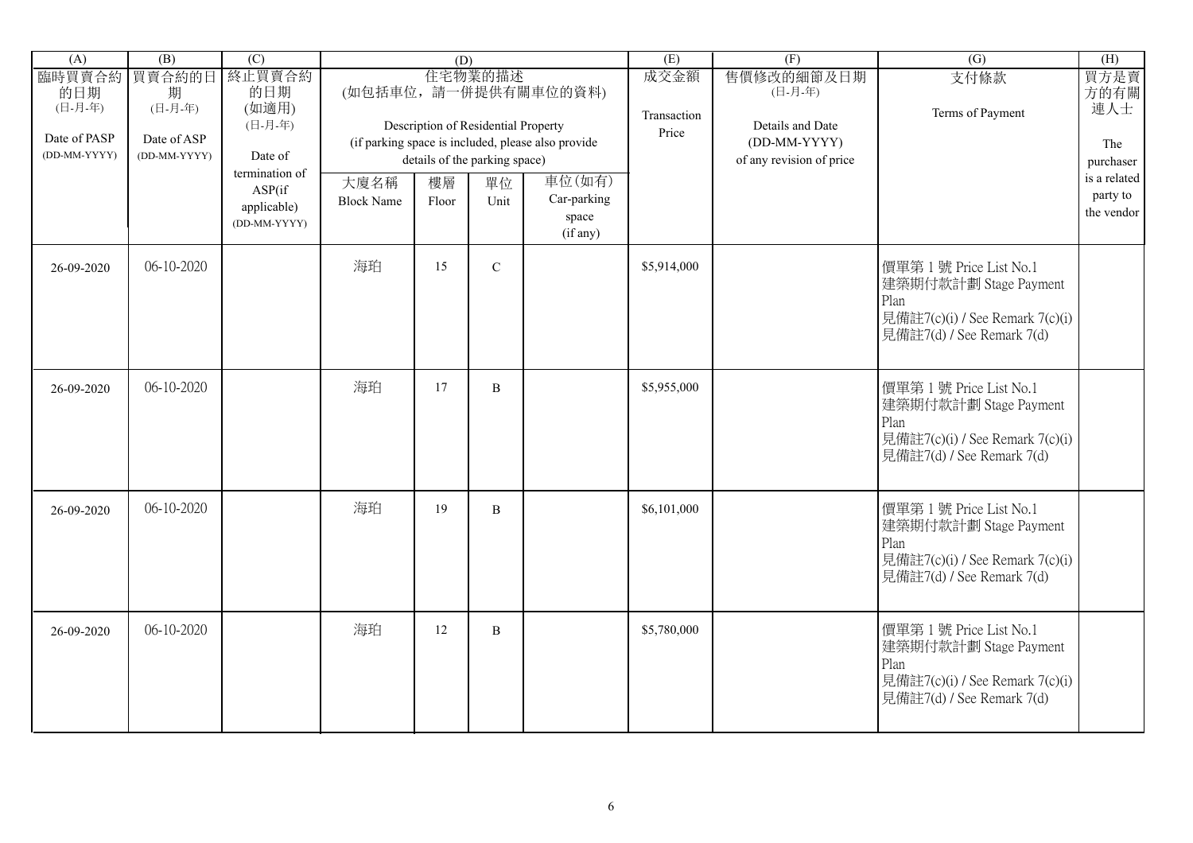| (A) | (B) | (C) | (D) | | | | (E) | (F) | (G) | (H) |
|---|---|---|---|---|---|---|---|---|---|---|
| 臨時買賣合約的日期 (日-月-年) Date of PASP (DD-MM-YYYY) | 買賣合約的日期 (日-月-年) Date of ASP (DD-MM-YYYY) | 終止買賣合約的日期 (如適用) (日-月-年) Date of termination of ASP(if applicable) (DD-MM-YYYY) | 住宅物業的描述 (如包括車位，請一併提供有關車位的資料) Description of Residential Property (if parking space is included, please also provide details of the parking space) | | | | 成交金額 Transaction Price | 售價修改的細節及日期 (日-月-年) Details and Date (DD-MM-YYYY) of any revision of price | 支付條款 Terms of Payment | 買方是賣方的有關連人士 The purchaser is a related party to the vendor |
| | | | 大廈名稱 Block Name | 樓層 Floor | 單位 Unit | 車位(如有) Car-parking space (if any) | | | | |
| 26-09-2020 | 06-10-2020 | | 海珀 | 15 | C | | $5,914,000 | | 價單第 1 號 Price List No.1 建築期付款計劃 Stage Payment Plan 見備註7(c)(i) / See Remark 7(c)(i) 見備註7(d) / See Remark 7(d) | |
| 26-09-2020 | 06-10-2020 | | 海珀 | 17 | B | | $5,955,000 | | 價單第 1 號 Price List No.1 建築期付款計劃 Stage Payment Plan 見備註7(c)(i) / See Remark 7(c)(i) 見備註7(d) / See Remark 7(d) | |
| 26-09-2020 | 06-10-2020 | | 海珀 | 19 | B | | $6,101,000 | | 價單第 1 號 Price List No.1 建築期付款計劃 Stage Payment Plan 見備註7(c)(i) / See Remark 7(c)(i) 見備註7(d) / See Remark 7(d) | |
| 26-09-2020 | 06-10-2020 | | 海珀 | 12 | B | | $5,780,000 | | 價單第 1 號 Price List No.1 建築期付款計劃 Stage Payment Plan 見備註7(c)(i) / See Remark 7(c)(i) 見備註7(d) / See Remark 7(d) | |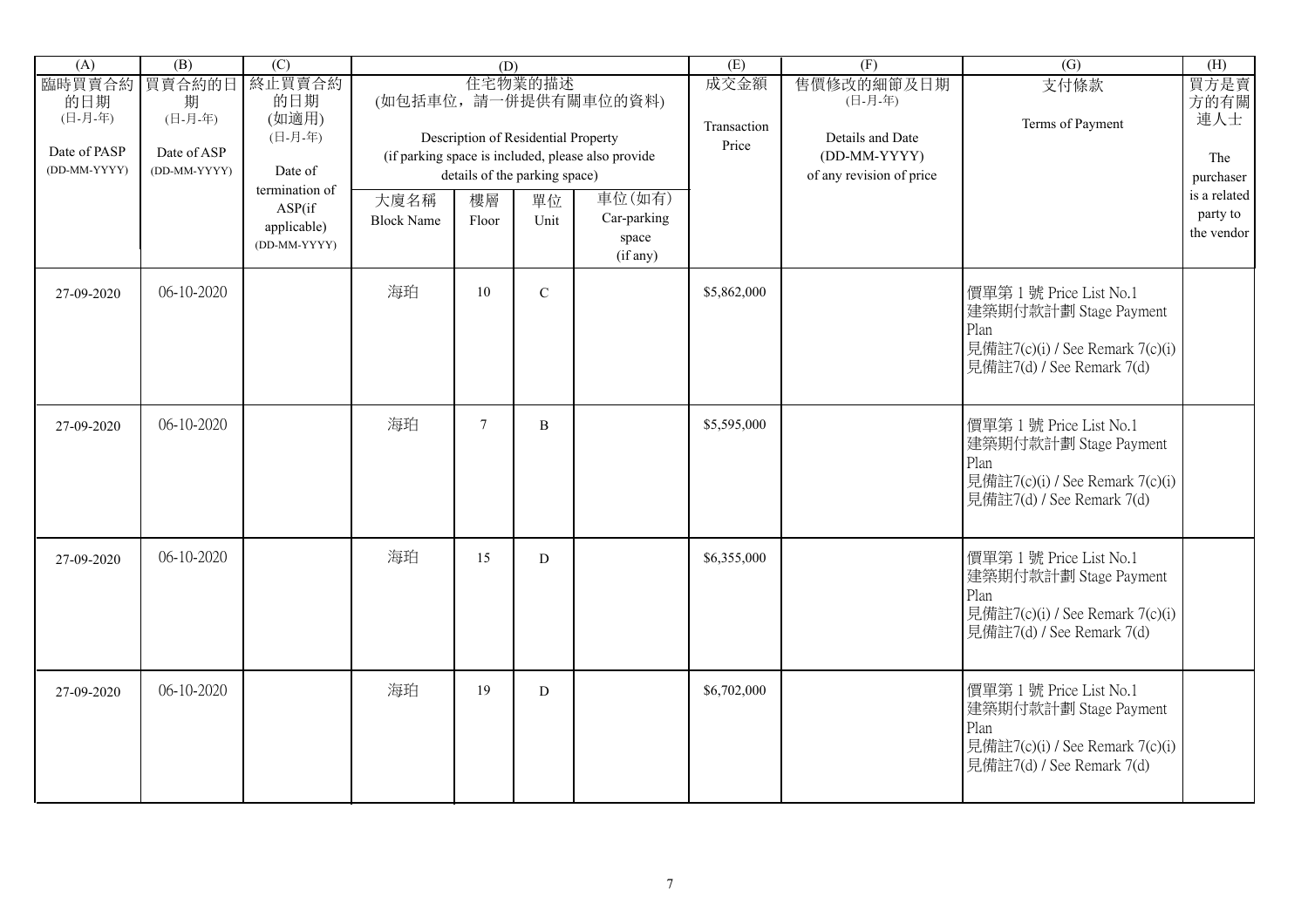| (A) | (B) | (C) | (D) | | | | (E) | (F) | (G) | (H) |
|---|---|---|---|---|---|---|---|---|---|---|
| 臨時買賣合約的日期 (日-月-年) Date of PASP (DD-MM-YYYY) | 買賣合約的日期 (日-月-年) Date of ASP (DD-MM-YYYY) | 終止買賣合約的日期 (如適用) (日-月-年) Date of termination of ASP(if applicable) (DD-MM-YYYY) | 住宅物業的描述 (如包括車位，請一併提供有關車位的資料) Description of Residential Property (if parking space is included, please also provide details of the parking space) | | | | 成交金額 Transaction Price | 售價修改的細節及日期 (日-月-年) Details and Date (DD-MM-YYYY) of any revision of price | 支付條款 Terms of Payment | 買方是賣方的有關連人士 The purchaser is a related party to the vendor |
| | | | 大廈名稱 Block Name | 樓層 Floor | 單位 Unit | 車位(如有) Car-parking space (if any) | | | | |
| 27-09-2020 | 06-10-2020 | | 海珀 | 10 | C | | $5,862,000 | | 價單第 1 號 Price List No.1<br>建築期付款計劃 Stage Payment Plan<br>見備註7(c)(i) / See Remark 7(c)(i)<br>見備註7(d) / See Remark 7(d) | |
| 27-09-2020 | 06-10-2020 | | 海珀 | 7 | B | | $5,595,000 | | 價單第 1 號 Price List No.1<br>建築期付款計劃 Stage Payment Plan<br>見備註7(c)(i) / See Remark 7(c)(i)<br>見備註7(d) / See Remark 7(d) | |
| 27-09-2020 | 06-10-2020 | | 海珀 | 15 | D | | $6,355,000 | | 價單第 1 號 Price List No.1<br>建築期付款計劃 Stage Payment Plan<br>見備註7(c)(i) / See Remark 7(c)(i)<br>見備註7(d) / See Remark 7(d) | |
| 27-09-2020 | 06-10-2020 | | 海珀 | 19 | D | | $6,702,000 | | 價單第 1 號 Price List No.1<br>建築期付款計劃 Stage Payment Plan<br>見備註7(c)(i) / See Remark 7(c)(i)<br>見備註7(d) / See Remark 7(d) | |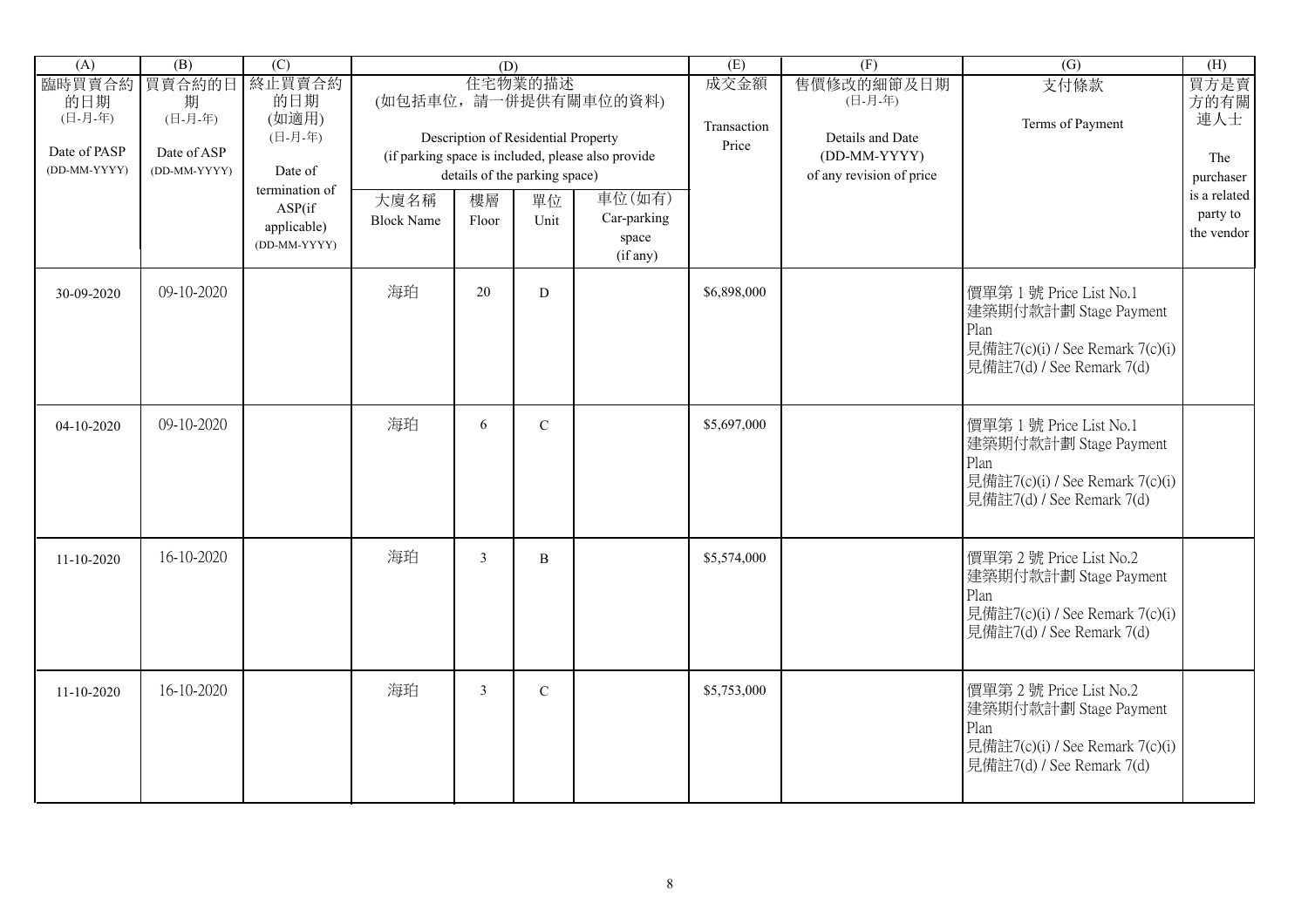| (A) | (B) | (C) | (D) | | | | (E) | (F) | (G) | (H) |
|---|---|---|---|---|---|---|---|---|---|---|
| 臨時買賣合約的日期 (日-月-年) Date of PASP (DD-MM-YYYY) | 買賣合約的日期 (日-月-年) Date of ASP (DD-MM-YYYY) | 終止買賣合約的日期 (如適用) (日-月-年) Date of termination of ASP(if applicable) (DD-MM-YYYY) | 住宅物業的描述 (如包括車位，請一併提供有關車位的資料) Description of Residential Property (if parking space is included, please also provide details of the parking space) | | | | 成交金額 Transaction Price | 售價修改的細節及日期 (日-月-年) Details and Date (DD-MM-YYYY) of any revision of price | 支付條款 Terms of Payment | 買方是賣方的有關連人士 The purchaser is a related party to the vendor |
| | | | 大廈名稱 Block Name | 樓層 Floor | 單位 Unit | 車位(如有) Car-parking space (if any) | | | | |
| 30-09-2020 | 09-10-2020 | | 海珀 | 20 | D | | $6,898,000 | | 價單第 1 號 Price List No.1<br>建築期付款計劃 Stage Payment Plan<br>見備註7(c)(i) / See Remark 7(c)(i)<br>見備註7(d) / See Remark 7(d) | |
| 04-10-2020 | 09-10-2020 | | 海珀 | 6 | C | | $5,697,000 | | 價單第 1 號 Price List No.1<br>建築期付款計劃 Stage Payment Plan<br>見備註7(c)(i) / See Remark 7(c)(i)<br>見備註7(d) / See Remark 7(d) | |
| 11-10-2020 | 16-10-2020 | | 海珀 | 3 | B | | $5,574,000 | | 價單第 2 號 Price List No.2<br>建築期付款計劃 Stage Payment Plan<br>見備註7(c)(i) / See Remark 7(c)(i)<br>見備註7(d) / See Remark 7(d) | |
| 11-10-2020 | 16-10-2020 | | 海珀 | 3 | C | | $5,753,000 | | 價單第 2 號 Price List No.2<br>建築期付款計劃 Stage Payment Plan<br>見備註7(c)(i) / See Remark 7(c)(i)<br>見備註7(d) / See Remark 7(d) | |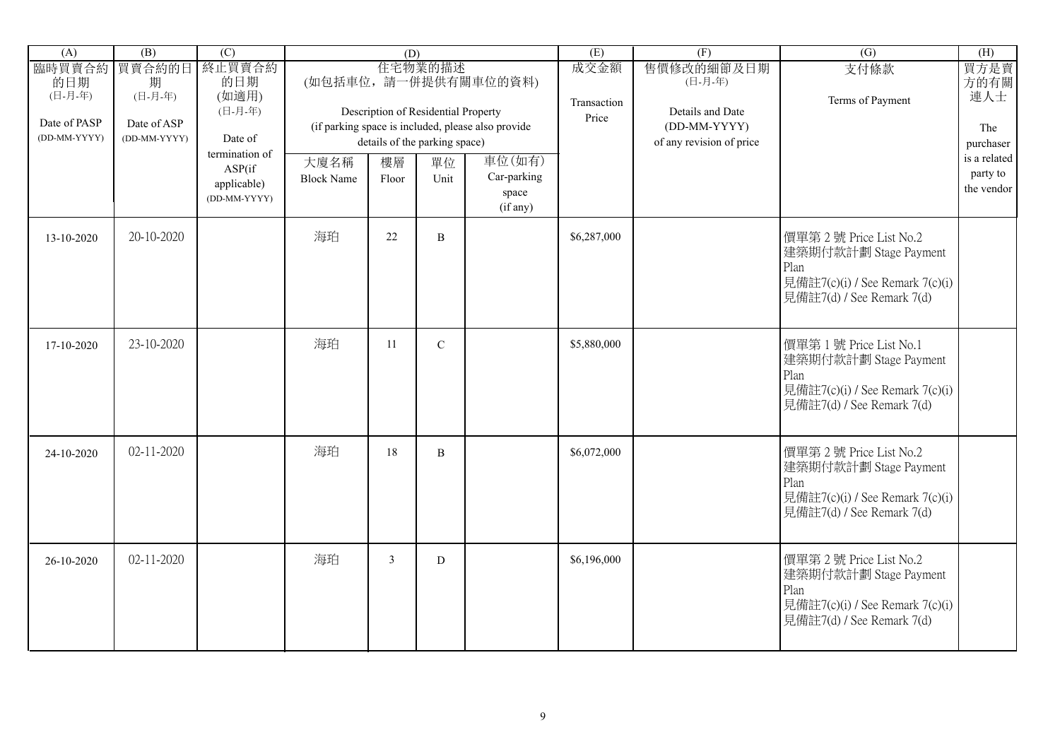| (A) | (B) | (C) | (D) | | | | (E) | (F) | (G) | (H) |
|---|---|---|---|---|---|---|---|---|---|---|
| 臨時買賣合約的日期 (日-月-年) Date of PASP (DD-MM-YYYY) | 買賣合約的日期 (日-月-年) Date of ASP (DD-MM-YYYY) | 終止買賣合約的日期 (如適用) (日-月-年) Date of termination of ASP(if applicable) (DD-MM-YYYY) | 住宅物業的描述 (如包括車位，請一併提供有關車位的資料) Description of Residential Property (if parking space is included, please also provide details of the parking space) | | | | 成交金額 Transaction Price | 售價修改的細節及日期 (日-月-年) Details and Date (DD-MM-YYYY) of any revision of price | 支付條款 Terms of Payment | 買方是賣方的有關連人士 The purchaser is a related party to the vendor |
| | | | 大廈名稱 Block Name | 樓層 Floor | 單位 Unit | 車位(如有) Car-parking space (if any) | | | | |
| 13-10-2020 | 20-10-2020 | | 海珀 | 22 | B | | $6,287,000 | | 價單第 2 號 Price List No.2<br>建築期付款計劃 Stage Payment Plan<br>見備註7(c)(i) / See Remark 7(c)(i)<br>見備註7(d) / See Remark 7(d) | |
| 17-10-2020 | 23-10-2020 | | 海珀 | 11 | C | | $5,880,000 | | 價單第 1 號 Price List No.1<br>建築期付款計劃 Stage Payment Plan<br>見備註7(c)(i) / See Remark 7(c)(i)<br>見備註7(d) / See Remark 7(d) | |
| 24-10-2020 | 02-11-2020 | | 海珀 | 18 | B | | $6,072,000 | | 價單第 2 號 Price List No.2<br>建築期付款計劃 Stage Payment Plan<br>見備註7(c)(i) / See Remark 7(c)(i)<br>見備註7(d) / See Remark 7(d) | |
| 26-10-2020 | 02-11-2020 | | 海珀 | 3 | D | | $6,196,000 | | 價單第 2 號 Price List No.2<br>建築期付款計劃 Stage Payment Plan<br>見備註7(c)(i) / See Remark 7(c)(i)<br>見備註7(d) / See Remark 7(d) | |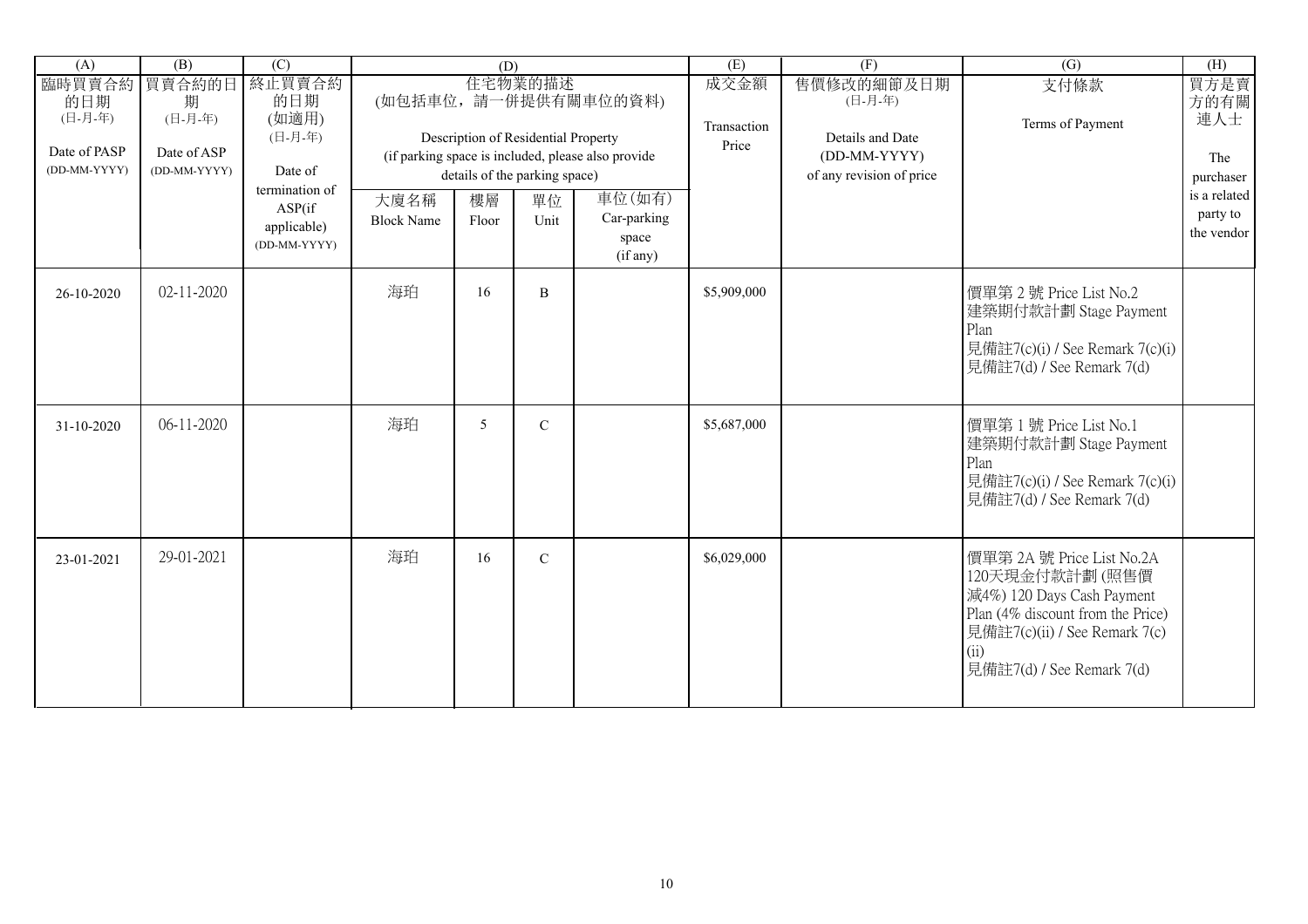| (A) | (B) | (C) | (D) | | | | (E) | (F) | (G) | (H) |
|---|---|---|---|---|---|---|---|---|---|---|
| 臨時買賣合約的日期 (日-月-年) Date of PASP (DD-MM-YYYY) | 買賣合約的日期 (日-月-年) Date of ASP (DD-MM-YYYY) | 終止買賣合約的日期 (如適用) (日-月-年) Date of termination of ASP(if applicable) (DD-MM-YYYY) | 住宅物業的描述 (如包括車位，請一併提供有關車位的資料) Description of Residential Property (if parking space is included, please also provide details of the parking space) | | | | 成交金額 Transaction Price | 售價修改的細節及日期 (日-月-年) Details and Date (DD-MM-YYYY) of any revision of price | 支付條款 Terms of Payment | 買方是賣方的有關連人士 The purchaser is a related party to the vendor |
| | | | 大廈名稱 Block Name | 樓層 Floor | 單位 Unit | 車位(如有) Car-parking space (if any) | | | | |
| 26-10-2020 | 02-11-2020 | | 海珀 | 16 | B | | $5,909,000 | | 價單第 2 號 Price List No.2<br>建築期付款計劃 Stage Payment Plan<br>見備註7(c)(i) / See Remark 7(c)(i)<br>見備註7(d) / See Remark 7(d) | |
| 31-10-2020 | 06-11-2020 | | 海珀 | 5 | C | | $5,687,000 | | 價單第 1 號 Price List No.1<br>建築期付款計劃 Stage Payment Plan<br>見備註7(c)(i) / See Remark 7(c)(i)<br>見備註7(d) / See Remark 7(d) | |
| 23-01-2021 | 29-01-2021 | | 海珀 | 16 | C | | $6,029,000 | | 價單第 2A 號 Price List No.2A<br>120天現金付款計劃 (照售價減4%) 120 Days Cash Payment Plan (4% discount from the Price)<br>見備註7(c)(ii) / See Remark 7(c)(ii)<br>見備註7(d) / See Remark 7(d) | |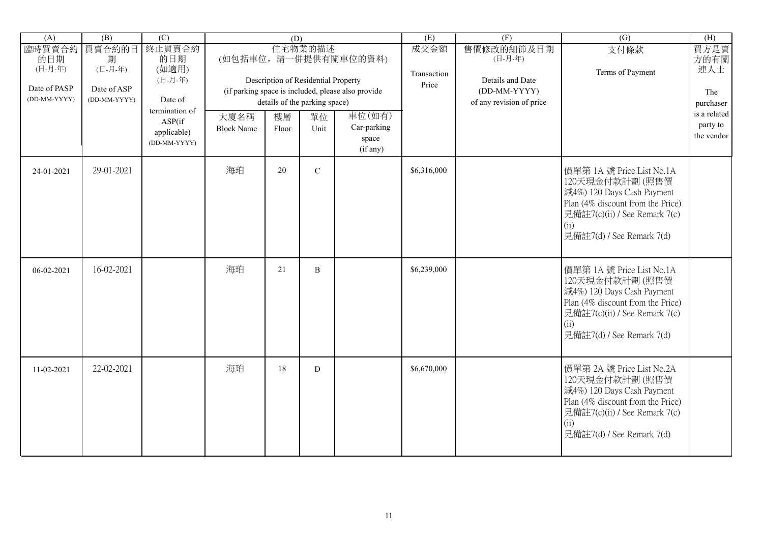| (A) | (B) | (C) | (D) | | | | (E) | (F) | (G) | (H) |
|---|---|---|---|---|---|---|---|---|---|---|
| 臨時買賣合約的日期 (日-月-年) Date of PASP (DD-MM-YYYY) | 買賣合約的日期 (日-月-年) Date of ASP (DD-MM-YYYY) | 終止買賣合約的日期 (如適用) (日-月-年) Date of termination of ASP(if applicable) (DD-MM-YYYY) | 住宅物業的描述 (如包括車位，請一併提供有關車位的資料) Description of Residential Property (if parking space is included, please also provide details of the parking space) | | | | 成交金額 Transaction Price | 售價修改的細節及日期 (日-月-年) Details and Date (DD-MM-YYYY) of any revision of price | 支付條款 Terms of Payment | 買方是賣方的有關連人士 The purchaser is a related party to the vendor |
| | | | 大廈名稱 Block Name | 樓層 Floor | 單位 Unit | 車位(如有) Car-parking space (if any) | | | | |
| 24-01-2021 | 29-01-2021 | | 海珀 | 20 | C | | $6,316,000 | | 價單第 1A 號 Price List No.1A 120天現金付款計劃 (照售價減4%) 120 Days Cash Payment Plan (4% discount from the Price) 見備註7(c)(ii) / See Remark 7(c)(ii) 見備註7(d) / See Remark 7(d) | |
| 06-02-2021 | 16-02-2021 | | 海珀 | 21 | B | | $6,239,000 | | 價單第 1A 號 Price List No.1A 120天現金付款計劃 (照售價減4%) 120 Days Cash Payment Plan (4% discount from the Price) 見備註7(c)(ii) / See Remark 7(c)(ii) 見備註7(d) / See Remark 7(d) | |
| 11-02-2021 | 22-02-2021 | | 海珀 | 18 | D | | $6,670,000 | | 價單第 2A 號 Price List No.2A 120天現金付款計劃 (照售價減4%) 120 Days Cash Payment Plan (4% discount from the Price) 見備註7(c)(ii) / See Remark 7(c)(ii) 見備註7(d) / See Remark 7(d) | |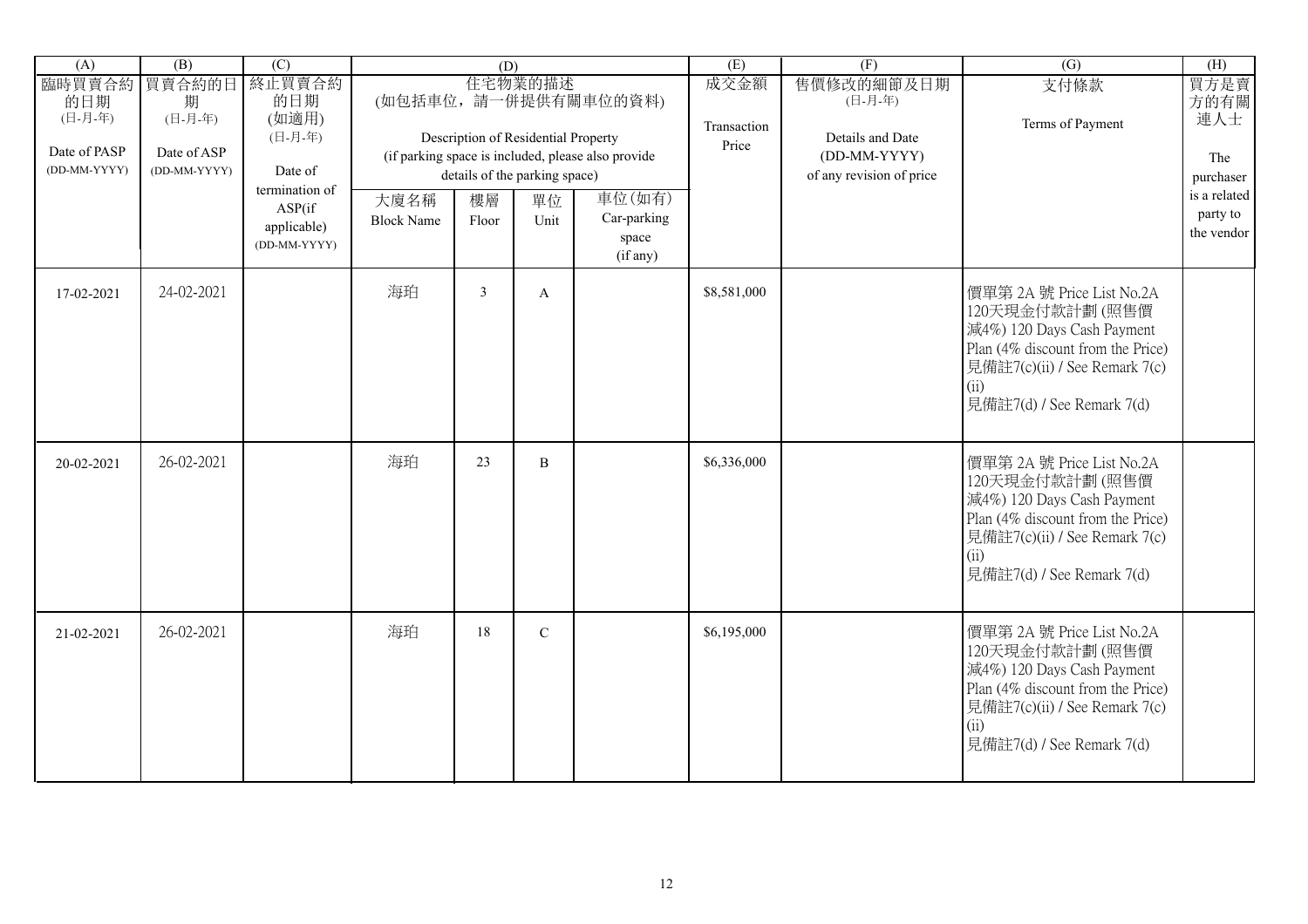| (A) | (B) | (C) | (D) | | | | (E) | (F) | (G) | (H) |
|---|---|---|---|---|---|---|---|---|---|---|
| 臨時買賣合約的日期 (日-月-年) Date of PASP (DD-MM-YYYY) | 買賣合約的日期 (日-月-年) Date of ASP (DD-MM-YYYY) | 終止買賣合約的日期 (如適用) (日-月-年) Date of termination of ASP(if applicable) (DD-MM-YYYY) | 住宅物業的描述 (如包括車位，請一併提供有關車位的資料) Description of Residential Property (if parking space is included, please also provide details of the parking space) | | | | 成交金額 Transaction Price | 售價修改的細節及日期 (日-月-年) Details and Date (DD-MM-YYYY) of any revision of price | 支付條款 Terms of Payment | 買方是賣方的有關連人士 The purchaser is a related party to the vendor |
| | | | 大廈名稱 Block Name | 樓層 Floor | 單位 Unit | 車位(如有) Car-parking space (if any) | | | | |
| 17-02-2021 | 24-02-2021 | | 海珀 | 3 | A | | $8,581,000 | | 價單第 2A 號 Price List No.2A 120天現金付款計劃 (照售價減4%) 120 Days Cash Payment Plan (4% discount from the Price) 見備註7(c)(ii) / See Remark 7(c)(ii) 見備註7(d) / See Remark 7(d) | |
| 20-02-2021 | 26-02-2021 | | 海珀 | 23 | B | | $6,336,000 | | 價單第 2A 號 Price List No.2A 120天現金付款計劃 (照售價減4%) 120 Days Cash Payment Plan (4% discount from the Price) 見備註7(c)(ii) / See Remark 7(c)(ii) 見備註7(d) / See Remark 7(d) | |
| 21-02-2021 | 26-02-2021 | | 海珀 | 18 | C | | $6,195,000 | | 價單第 2A 號 Price List No.2A 120天現金付款計劃 (照售價減4%) 120 Days Cash Payment Plan (4% discount from the Price) 見備註7(c)(ii) / See Remark 7(c)(ii) 見備註7(d) / See Remark 7(d) | |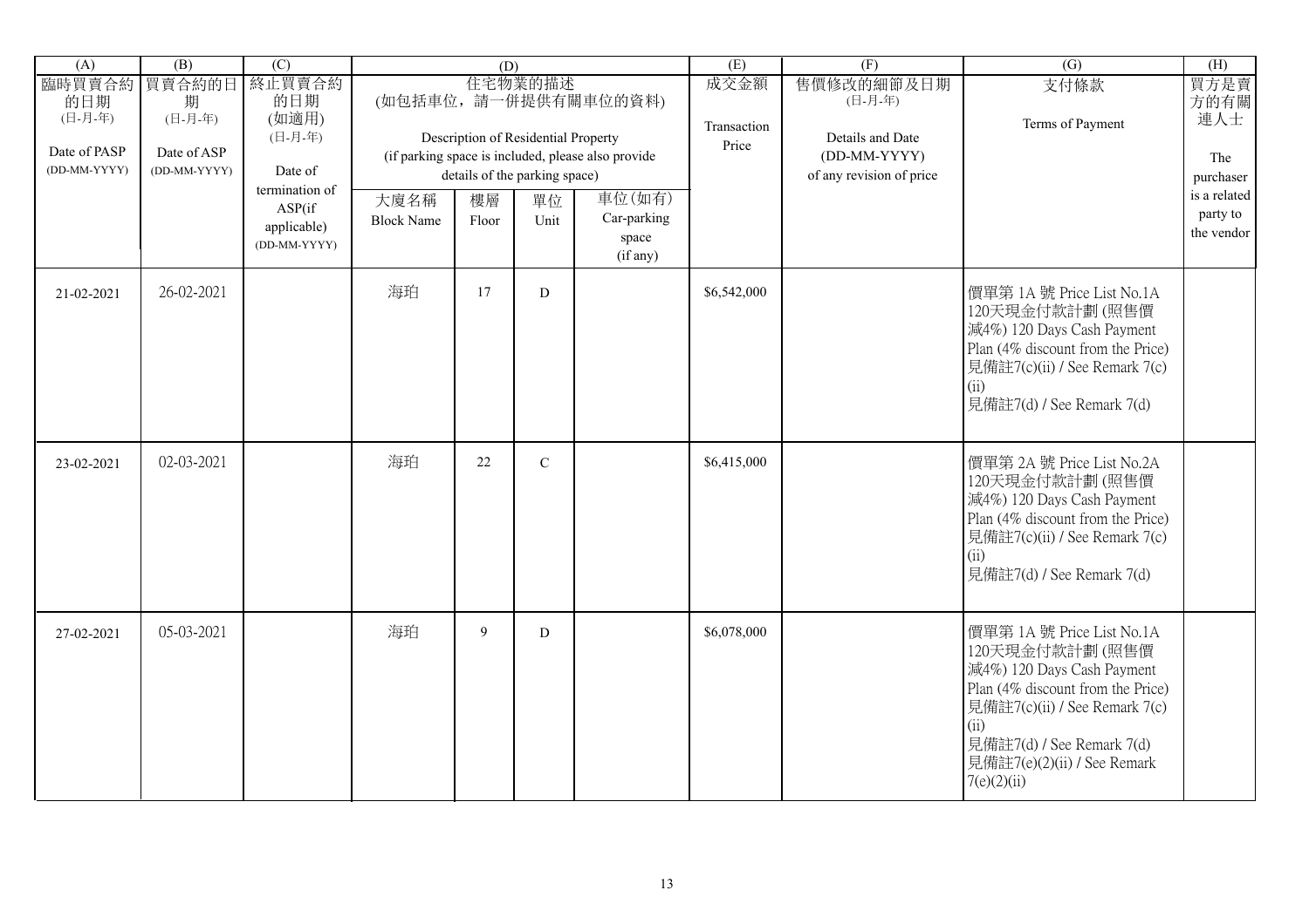| (A) | (B) | (C) | (D) | | | | (E) | (F) | (G) | (H) |
|---|---|---|---|---|---|---|---|---|---|---|
| 臨時買賣合約的日期 (日-月-年) Date of PASP (DD-MM-YYYY) | 買賣合約的日期 (日-月-年) Date of ASP (DD-MM-YYYY) | 終止買賣合約的日期 (如適用) (日-月-年) Date of termination of ASP(if applicable) (DD-MM-YYYY) | 住宅物業的描述 (如包括車位，請一併提供有關車位的資料) Description of Residential Property (if parking space is included, please also provide details of the parking space) | | | | 成交金額 Transaction Price | 售價修改的細節及日期 (日-月-年) Details and Date (DD-MM-YYYY) of any revision of price | 支付條款 Terms of Payment | 買方是賣方的有關連人士 The purchaser is a related party to the vendor |
| | | | 大廈名稱 Block Name | 樓層 Floor | 單位 Unit | 車位(如有) Car-parking space (if any) | | | | |
| 21-02-2021 | 26-02-2021 | | 海珀 | 17 | D | | $6,542,000 | | 價單第 1A 號 Price List No.1A 120天現金付款計劃 (照售價減4%) 120 Days Cash Payment Plan (4% discount from the Price) 見備註7(c)(ii) / See Remark 7(c)(ii) 見備註7(d) / See Remark 7(d) | |
| 23-02-2021 | 02-03-2021 | | 海珀 | 22 | C | | $6,415,000 | | 價單第 2A 號 Price List No.2A 120天現金付款計劃 (照售價減4%) 120 Days Cash Payment Plan (4% discount from the Price) 見備註7(c)(ii) / See Remark 7(c)(ii) 見備註7(d) / See Remark 7(d) | |
| 27-02-2021 | 05-03-2021 | | 海珀 | 9 | D | | $6,078,000 | | 價單第 1A 號 Price List No.1A 120天現金付款計劃 (照售價減4%) 120 Days Cash Payment Plan (4% discount from the Price) 見備註7(c)(ii) / See Remark 7(c)(ii) 見備註7(d) / See Remark 7(d) 見備註7(e)(2)(ii) / See Remark 7(e)(2)(ii) | |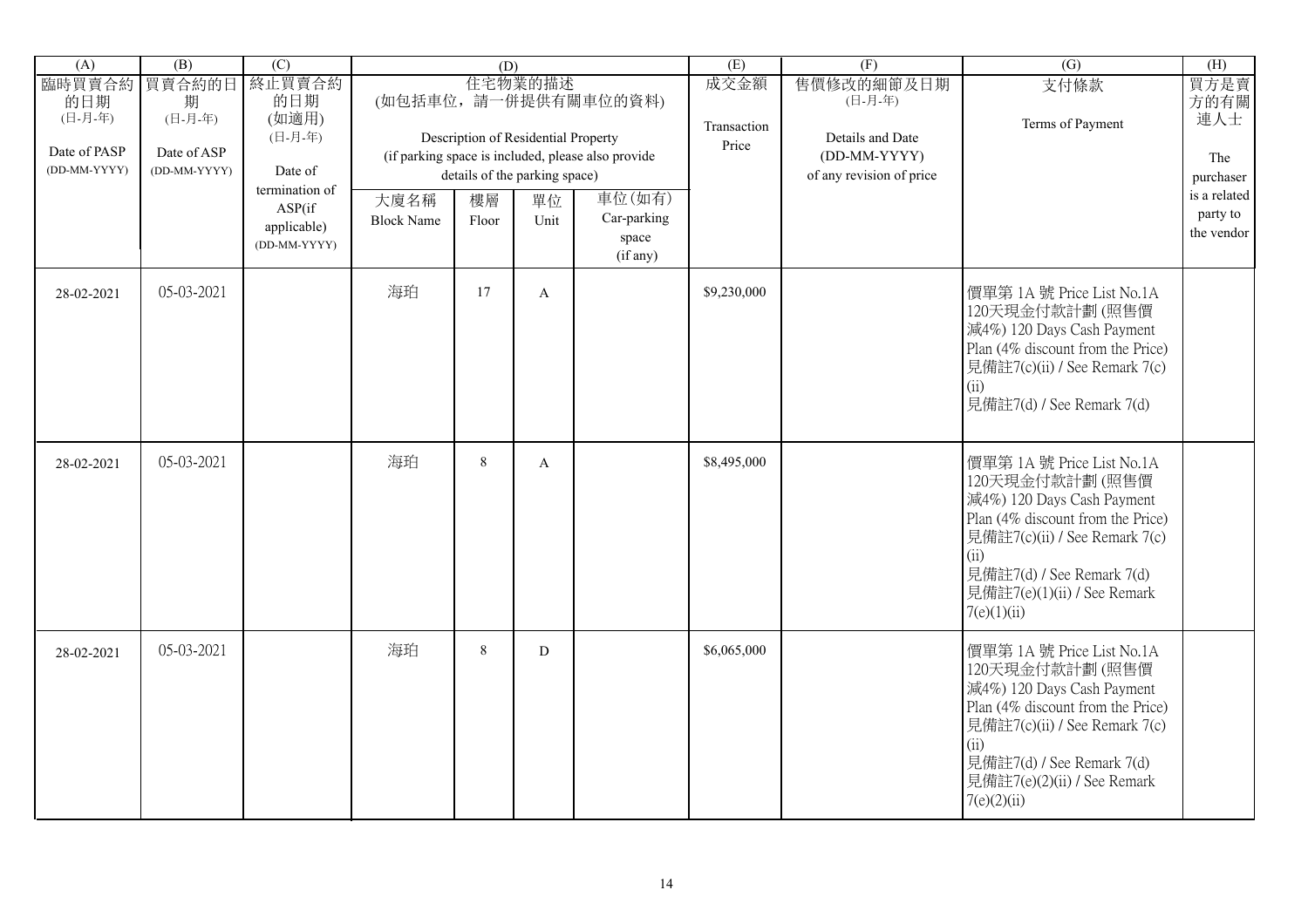| (A) | (B) | (C) | (D) | | | | (E) | (F) | (G) | (H) |
|---|---|---|---|---|---|---|---|---|---|---|
| 臨時買賣合約的日期 (日-月-年) Date of PASP (DD-MM-YYYY) | 買賣合約的日期 (日-月-年) Date of ASP (DD-MM-YYYY) | 終止買賣合約的日期 (如適用) (日-月-年) Date of termination of ASP(if applicable) (DD-MM-YYYY) | 住宅物業的描述 (如包括車位，請一併提供有關車位的資料) Description of Residential Property (if parking space is included, please also provide details of the parking space) | | | | 成交金額 Transaction Price | 售價修改的細節及日期 (日-月-年) Details and Date (DD-MM-YYYY) of any revision of price | 支付條款 Terms of Payment | 買方是賣方的有關連人士 The purchaser is a related party to the vendor |
| | | | 大廈名稱 Block Name | 樓層 Floor | 單位 Unit | 車位(如有) Car-parking space (if any) | | | | |
| 28-02-2021 | 05-03-2021 | | 海珀 | 17 | A | | $9,230,000 | | 價單第 1A 號 Price List No.1A 120天現金付款計劃 (照售價減4%) 120 Days Cash Payment Plan (4% discount from the Price) 見備註7(c)(ii) / See Remark 7(c)(ii) 見備註7(d) / See Remark 7(d) | |
| 28-02-2021 | 05-03-2021 | | 海珀 | 8 | A | | $8,495,000 | | 價單第 1A 號 Price List No.1A 120天現金付款計劃 (照售價減4%) 120 Days Cash Payment Plan (4% discount from the Price) 見備註7(c)(ii) / See Remark 7(c)(ii) 見備註7(d) / See Remark 7(d) 見備註7(e)(1)(ii) / See Remark 7(e)(1)(ii) | |
| 28-02-2021 | 05-03-2021 | | 海珀 | 8 | D | | $6,065,000 | | 價單第 1A 號 Price List No.1A 120天現金付款計劃 (照售價減4%) 120 Days Cash Payment Plan (4% discount from the Price) 見備註7(c)(ii) / See Remark 7(c)(ii) 見備註7(d) / See Remark 7(d) 見備註7(e)(2)(ii) / See Remark 7(e)(2)(ii) | |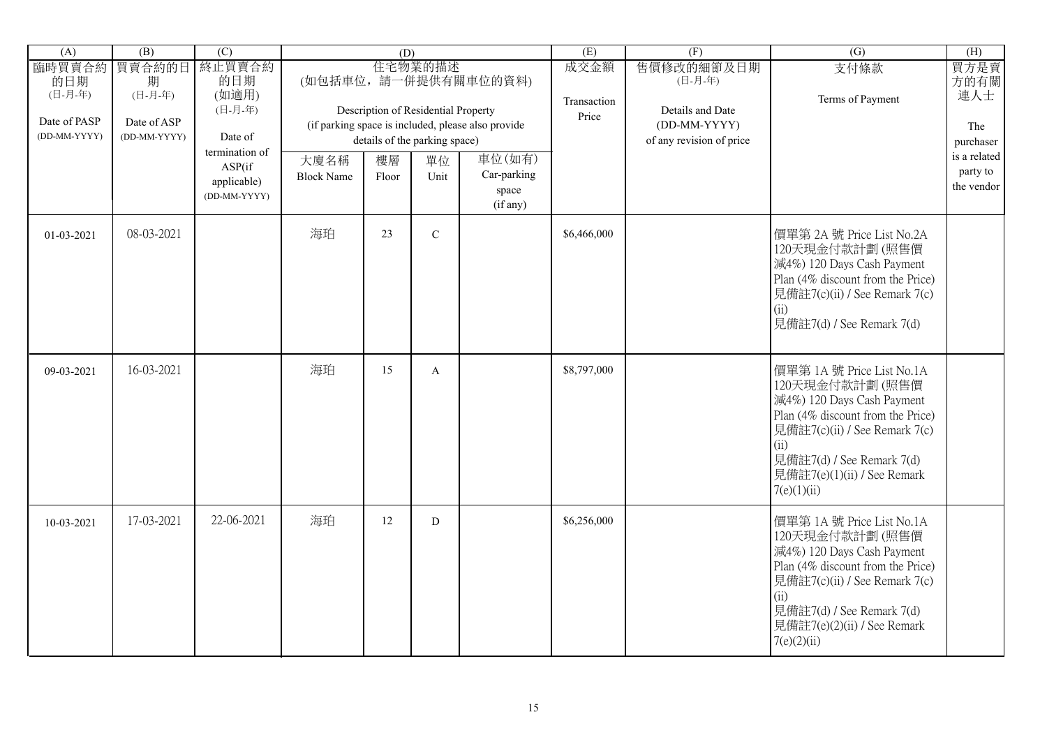| (A) | (B) | (C) | (D) | | | | (E) | (F) | (G) | (H) |
|---|---|---|---|---|---|---|---|---|---|---|
| 臨時買賣合約的日期 (日-月-年) Date of PASP (DD-MM-YYYY) | 買賣合約的日期 (日-月-年) Date of ASP (DD-MM-YYYY) | 終止買賣合約的日期 (如適用) (日-月-年) Date of termination of ASP(if applicable) (DD-MM-YYYY) | 住宅物業的描述 (如包括車位，請一併提供有關車位的資料) Description of Residential Property (if parking space is included, please also provide details of the parking space) | | | | 成交金額 Transaction Price | 售價修改的細節及日期 (日-月-年) Details and Date (DD-MM-YYYY) of any revision of price | 支付條款 Terms of Payment | 買方是賣方的有關連人士 The purchaser is a related party to the vendor |
| | | | 大廈名稱 Block Name | 樓層 Floor | 單位 Unit | 車位(如有) Car-parking space (if any) | | | | |
| 01-03-2021 | 08-03-2021 | | 海珀 | 23 | C | | $6,466,000 | | 價單第 2A 號 Price List No.2A 120天現金付款計劃 (照售價減4%) 120 Days Cash Payment Plan (4% discount from the Price) 見備註7(c)(ii) / See Remark 7(c)(ii) 見備註7(d) / See Remark 7(d) | |
| 09-03-2021 | 16-03-2021 | | 海珀 | 15 | A | | $8,797,000 | | 價單第 1A 號 Price List No.1A 120天現金付款計劃 (照售價減4%) 120 Days Cash Payment Plan (4% discount from the Price) 見備註7(c)(ii) / See Remark 7(c)(ii) 見備註7(d) / See Remark 7(d) 見備註7(e)(1)(ii) / See Remark 7(e)(1)(ii) | |
| 10-03-2021 | 17-03-2021 | 22-06-2021 | 海珀 | 12 | D | | $6,256,000 | | 價單第 1A 號 Price List No.1A 120天現金付款計劃 (照售價減4%) 120 Days Cash Payment Plan (4% discount from the Price) 見備註7(c)(ii) / See Remark 7(c)(ii) 見備註7(d) / See Remark 7(d) 見備註7(e)(2)(ii) / See Remark 7(e)(2)(ii) | |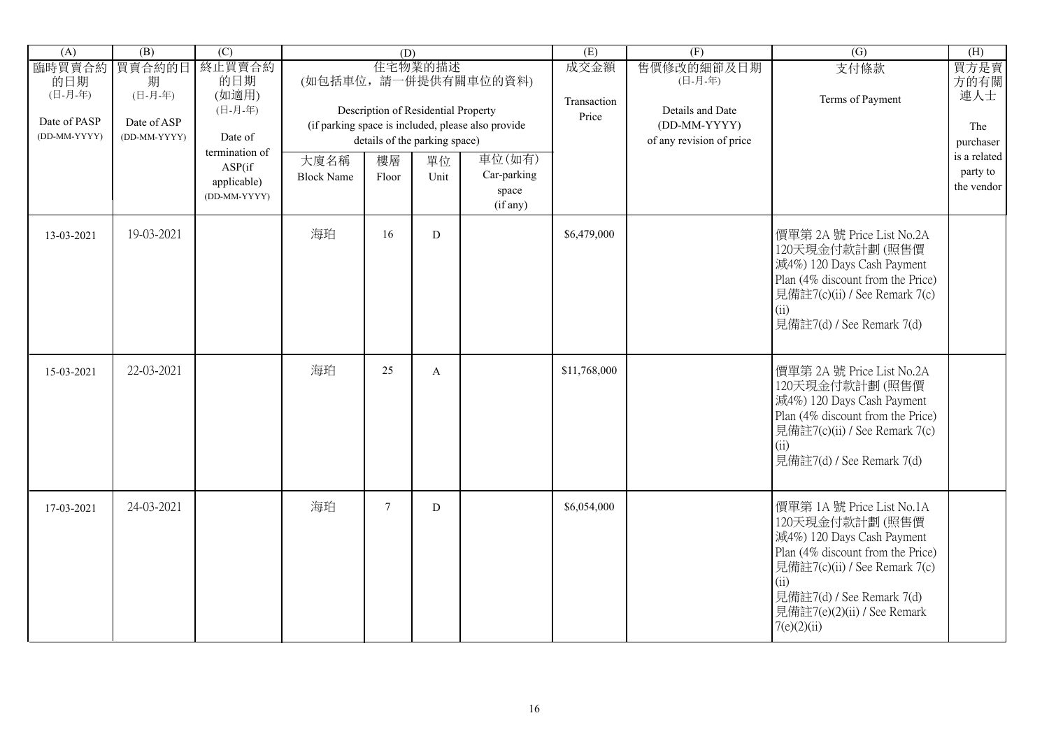| (A) | (B) | (C) | (D) | | | | (E) | (F) | (G) | (H) |
|---|---|---|---|---|---|---|---|---|---|---|
| 臨時買賣合約的日期 (日-月-年) Date of PASP (DD-MM-YYYY) | 買賣合約的日期 (日-月-年) Date of ASP (DD-MM-YYYY) | 終止買賣合約的日期 (如適用) (日-月-年) Date of termination of ASP(if applicable) (DD-MM-YYYY) | 住宅物業的描述 (如包括車位，請一併提供有關車位的資料) Description of Residential Property (if parking space is included, please also provide details of the parking space) | | | | 成交金額 Transaction Price | 售價修改的細節及日期 (日-月-年) Details and Date (DD-MM-YYYY) of any revision of price | 支付條款 Terms of Payment | 買方是賣方的有關連人士 The purchaser is a related party to the vendor |
| | | | 大廈名稱 Block Name | 樓層 Floor | 單位 Unit | 車位(如有) Car-parking space (if any) | | | | |
| 13-03-2021 | 19-03-2021 | | 海珀 | 16 | D | | $6,479,000 | | 價單第 2A 號 Price List No.2A 120天現金付款計劃 (照售價減4%) 120 Days Cash Payment Plan (4% discount from the Price) 見備註7(c)(ii) / See Remark 7(c)(ii) 見備註7(d) / See Remark 7(d) | |
| 15-03-2021 | 22-03-2021 | | 海珀 | 25 | A | | $11,768,000 | | 價單第 2A 號 Price List No.2A 120天現金付款計劃 (照售價減4%) 120 Days Cash Payment Plan (4% discount from the Price) 見備註7(c)(ii) / See Remark 7(c)(ii) 見備註7(d) / See Remark 7(d) | |
| 17-03-2021 | 24-03-2021 | | 海珀 | 7 | D | | $6,054,000 | | 價單第 1A 號 Price List No.1A 120天現金付款計劃 (照售價減4%) 120 Days Cash Payment Plan (4% discount from the Price) 見備註7(c)(ii) / See Remark 7(c)(ii) 見備註7(d) / See Remark 7(d) 見備註7(e)(2)(ii) / See Remark 7(e)(2)(ii) | |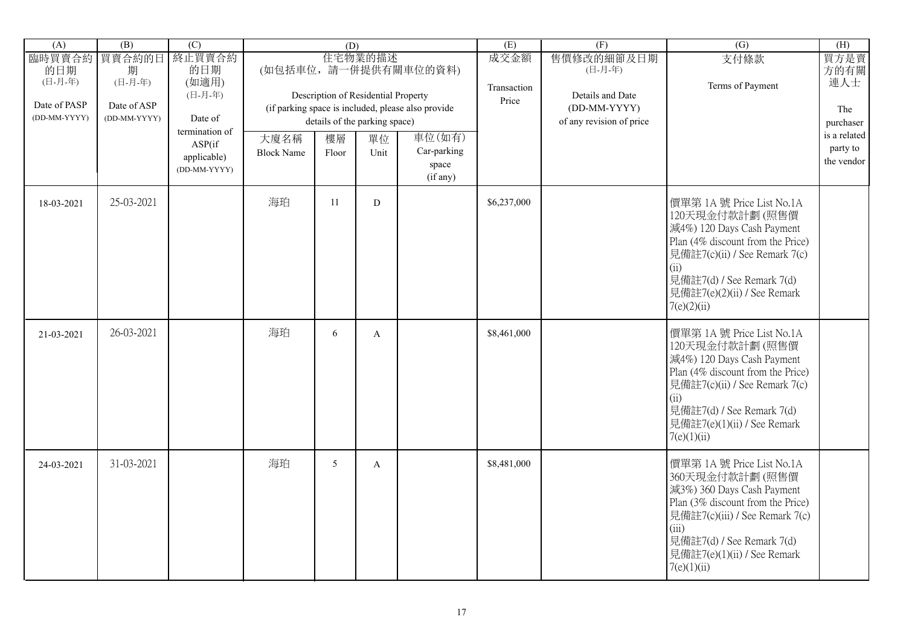| (A) | (B) | (C) | (D) | | | | (E) | (F) | (G) | (H) |
|---|---|---|---|---|---|---|---|---|---|---|
| 臨時買賣合約的日期 (日-月-年) Date of PASP (DD-MM-YYYY) | 買賣合約的日期 (日-月-年) Date of ASP (DD-MM-YYYY) | 終止買賣合約的日期 (如適用) (日-月-年) Date of termination of ASP(if applicable) (DD-MM-YYYY) | 住宅物業的描述 (如包括車位，請一併提供有關車位的資料) Description of Residential Property (if parking space is included, please also provide details of the parking space) | | | | 成交金額 Transaction Price | 售價修改的細節及日期 (日-月-年) Details and Date (DD-MM-YYYY) of any revision of price | 支付條款 Terms of Payment | 買方是賣方的有關連人士 The purchaser is a related party to the vendor |
| | | | 大廈名稱 Block Name | 樓層 Floor | 單位 Unit | 車位(如有) Car-parking space (if any) | | | | |
| 18-03-2021 | 25-03-2021 | | 海珀 | 11 | D | | $6,237,000 | | 價單第 1A 號 Price List No.1A 120天現金付款計劃 (照售價減4%) 120 Days Cash Payment Plan (4% discount from the Price) 見備註7(c)(ii) / See Remark 7(c)(ii) 見備註7(d) / See Remark 7(d) 見備註7(e)(2)(ii) / See Remark 7(e)(2)(ii) | |
| 21-03-2021 | 26-03-2021 | | 海珀 | 6 | A | | $8,461,000 | | 價單第 1A 號 Price List No.1A 120天現金付款計劃 (照售價減4%) 120 Days Cash Payment Plan (4% discount from the Price) 見備註7(c)(ii) / See Remark 7(c)(ii) 見備註7(d) / See Remark 7(d) 見備註7(e)(1)(ii) / See Remark 7(e)(1)(ii) | |
| 24-03-2021 | 31-03-2021 | | 海珀 | 5 | A | | $8,481,000 | | 價單第 1A 號 Price List No.1A 360天現金付款計劃 (照售價減3%) 360 Days Cash Payment Plan (3% discount from the Price) 見備註7(c)(iii) / See Remark 7(c)(iii) 見備註7(d) / See Remark 7(d) 見備註7(e)(1)(ii) / See Remark 7(e)(1)(ii) | |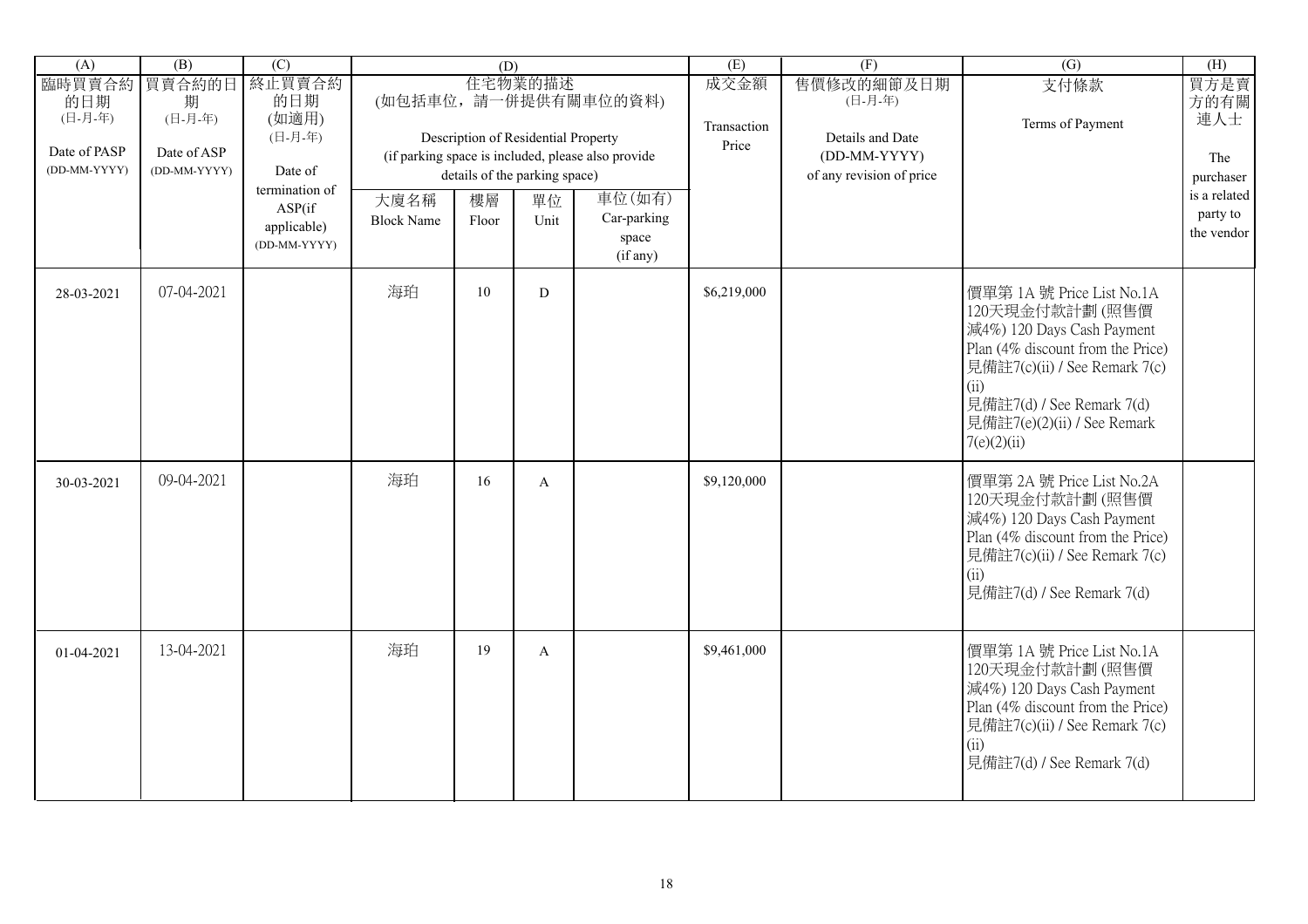| (A) | (B) | (C) | (D) | | | | (E) | (F) | (G) | (H) |
|---|---|---|---|---|---|---|---|---|---|---|
| 臨時買賣合約的日期 (日-月-年) Date of PASP (DD-MM-YYYY) | 買賣合約的日期 (日-月-年) Date of ASP (DD-MM-YYYY) | 終止買賣合約的日期 (如適用) (日-月-年) Date of termination of ASP(if applicable) (DD-MM-YYYY) | 住宅物業的描述 (如包括車位，請一併提供有關車位的資料) Description of Residential Property (if parking space is included, please also provide details of the parking space) | | | | 成交金額 Transaction Price | 售價修改的細節及日期 (日-月-年) Details and Date (DD-MM-YYYY) of any revision of price | 支付條款 Terms of Payment | 買方是賣方的有關連人士 The purchaser is a related party to the vendor |
| | | | 大廈名稱 Block Name | 樓層 Floor | 單位 Unit | 車位(如有) Car-parking space (if any) | | | | |
| 28-03-2021 | 07-04-2021 | | 海珀 | 10 | D | | $6,219,000 | | 價單第 1A 號 Price List No.1A 120天現金付款計劃 (照售價減4%) 120 Days Cash Payment Plan (4% discount from the Price) 見備註7(c)(ii) / See Remark 7(c)(ii) 見備註7(d) / See Remark 7(d) 見備註7(e)(2)(ii) / See Remark 7(e)(2)(ii) | |
| 30-03-2021 | 09-04-2021 | | 海珀 | 16 | A | | $9,120,000 | | 價單第 2A 號 Price List No.2A 120天現金付款計劃 (照售價減4%) 120 Days Cash Payment Plan (4% discount from the Price) 見備註7(c)(ii) / See Remark 7(c)(ii) 見備註7(d) / See Remark 7(d) | |
| 01-04-2021 | 13-04-2021 | | 海珀 | 19 | A | | $9,461,000 | | 價單第 1A 號 Price List No.1A 120天現金付款計劃 (照售價減4%) 120 Days Cash Payment Plan (4% discount from the Price) 見備註7(c)(ii) / See Remark 7(c)(ii) 見備註7(d) / See Remark 7(d) | |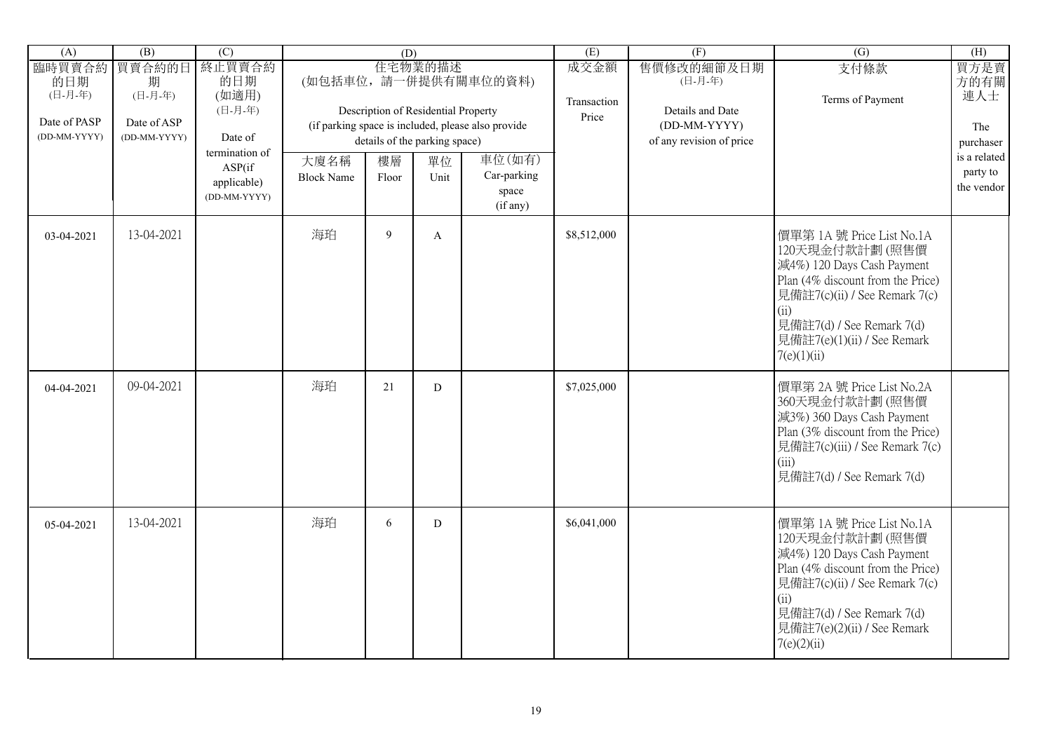| (A) | (B) | (C) | (D) | | | | (E) | (F) | (G) | (H) |
|---|---|---|---|---|---|---|---|---|---|---|
| 臨時買賣合約的日期<br>(日-月-年)<br>Date of PASP<br>(DD-MM-YYYY) | 買賣合約的日期<br>(日-月-年)<br>Date of ASP<br>(DD-MM-YYYY) | 終止買賣合約的日期<br>(如適用)<br>(日-月-年)<br>Date of termination of ASP(if applicable)<br>(DD-MM-YYYY) | 住宅物業的描述<br>(如包括車位，請一併提供有關車位的資料)<br>Description of Residential Property<br>(if parking space is included, please also provide details of the parking space) | | | | 成交金額<br>Transaction Price | 售價修改的細節及日期<br>(日-月-年)<br>Details and Date<br>(DD-MM-YYYY)<br>of any revision of price | 支付條款<br>Terms of Payment | 買方是賣方的有關連人士<br>The purchaser is a related party to the vendor |
| | | | 大廈名稱<br>Block Name | 樓層<br>Floor | 單位<br>Unit | 車位(如有)<br>Car-parking space<br>(if any) | | | | |
| 03-04-2021 | 13-04-2021 | | 海珀 | 9 | A | | $8,512,000 | | 價單第 1A 號 Price List No.1A<br>120天現金付款計劃 (照售價減4%) 120 Days Cash Payment Plan (4% discount from the Price)<br>見備註7(c)(ii) / See Remark 7(c)(ii)<br>見備註7(d) / See Remark 7(d)<br>見備註7(e)(1)(ii) / See Remark 7(e)(1)(ii) | |
| 04-04-2021 | 09-04-2021 | | 海珀 | 21 | D | | $7,025,000 | | 價單第 2A 號 Price List No.2A<br>360天現金付款計劃 (照售價減3%) 360 Days Cash Payment Plan (3% discount from the Price)<br>見備註7(c)(iii) / See Remark 7(c)(iii)<br>見備註7(d) / See Remark 7(d) | |
| 05-04-2021 | 13-04-2021 | | 海珀 | 6 | D | | $6,041,000 | | 價單第 1A 號 Price List No.1A<br>120天現金付款計劃 (照售價減4%) 120 Days Cash Payment Plan (4% discount from the Price)<br>見備註7(c)(ii) / See Remark 7(c)(ii)<br>見備註7(d) / See Remark 7(d)<br>見備註7(e)(2)(ii) / See Remark 7(e)(2)(ii) | |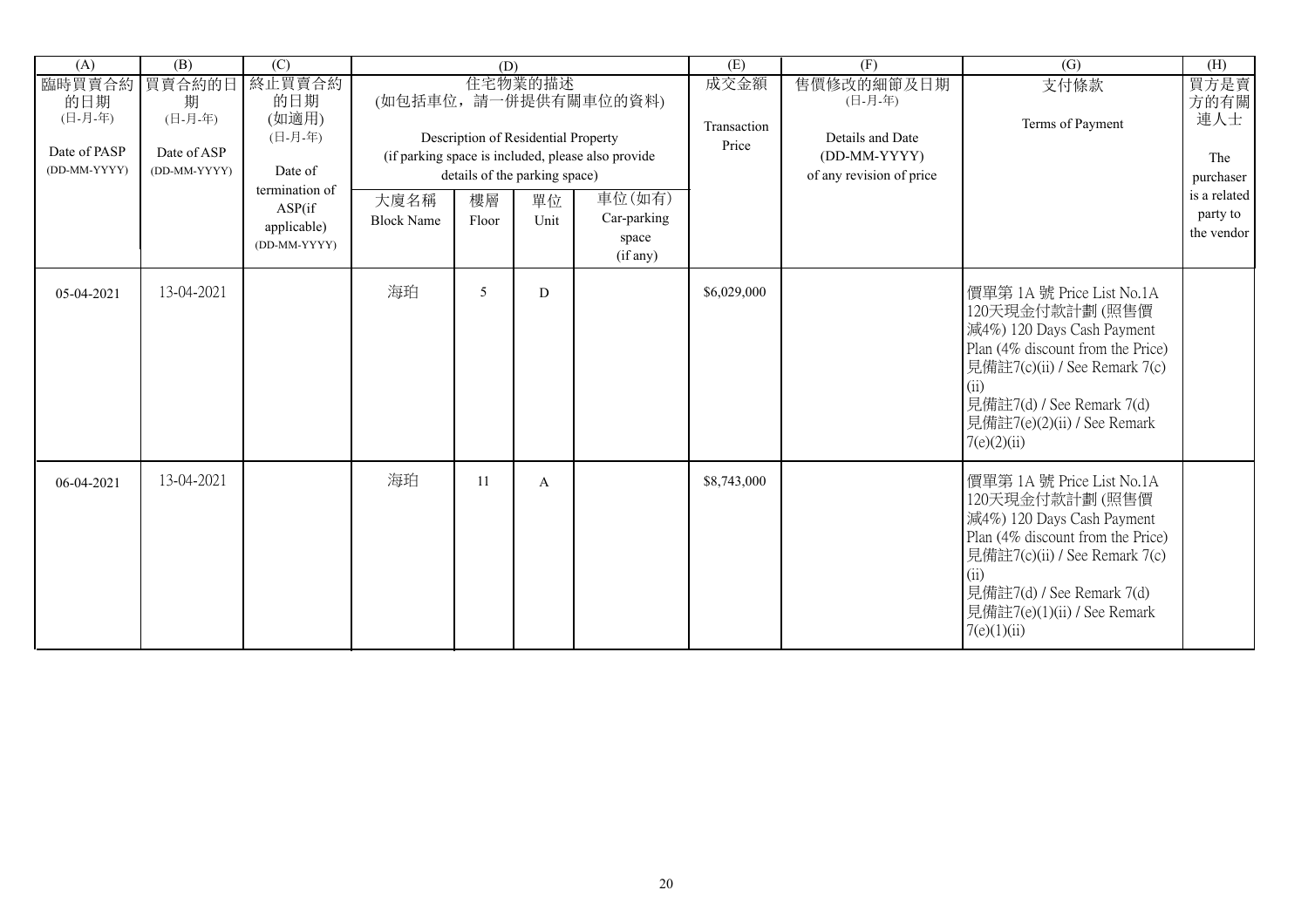| (A) | (B) | (C) | (D) | | | | (E) | (F) | (G) | (H) |
|---|---|---|---|---|---|---|---|---|---|---|
| 臨時買賣合約的日期 (日-月-年) Date of PASP (DD-MM-YYYY) | 買賣合約的日期 (日-月-年) Date of ASP (DD-MM-YYYY) | 終止買賣合約的日期 (如適用) (日-月-年) Date of termination of ASP(if applicable) (DD-MM-YYYY) | 住宅物業的描述 (如包括車位，請一併提供有關車位的資料) Description of Residential Property (if parking space is included, please also provide details of the parking space) | | | | 成交金額 Transaction Price | 售價修改的細節及日期 (日-月-年) Details and Date (DD-MM-YYYY) of any revision of price | 支付條款 Terms of Payment | 買方是賣方的有關連人士 The purchaser is a related party to the vendor |
| | | | 大廈名稱 Block Name | 樓層 Floor | 單位 Unit | 車位(如有) Car-parking space (if any) | | | | |
| 05-04-2021 | 13-04-2021 | | 海珀 | 5 | D | | $6,029,000 | | 價單第 1A 號 Price List No.1A 120天現金付款計劃 (照售價減4%) 120 Days Cash Payment Plan (4% discount from the Price) 見備註7(c)(ii) / See Remark 7(c)(ii) 見備註7(d) / See Remark 7(d) 見備註7(e)(2)(ii) / See Remark 7(e)(2)(ii) | |
| 06-04-2021 | 13-04-2021 | | 海珀 | 11 | A | | $8,743,000 | | 價單第 1A 號 Price List No.1A 120天現金付款計劃 (照售價減4%) 120 Days Cash Payment Plan (4% discount from the Price) 見備註7(c)(ii) / See Remark 7(c)(ii) 見備註7(d) / See Remark 7(d) 見備註7(e)(1)(ii) / See Remark 7(e)(1)(ii) | |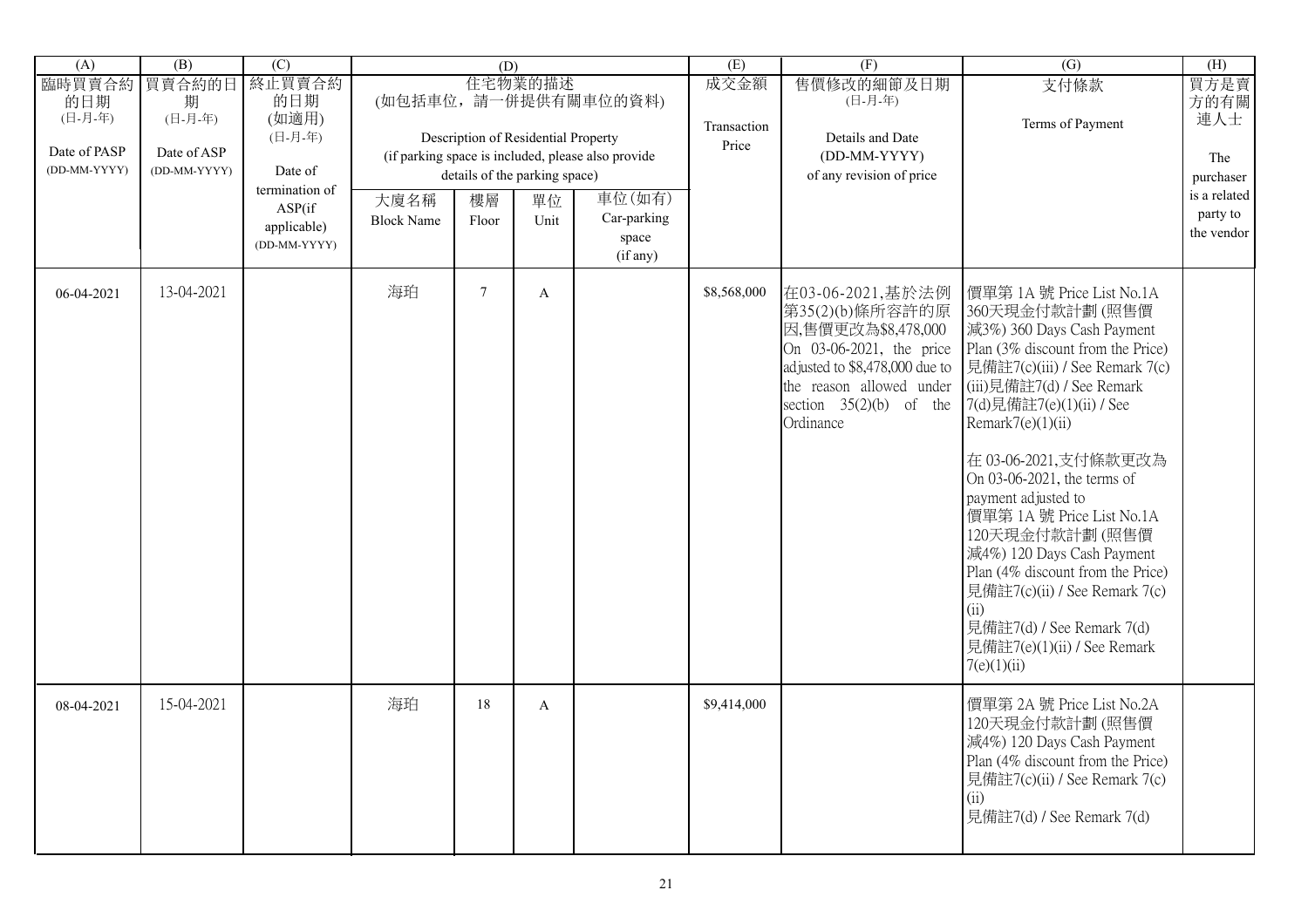| (A) | (B) | (C) | (D) | | | | (E) | (F) | (G) | (H) |
|---|---|---|---|---|---|---|---|---|---|---|
| 臨時買賣合約的日期 (日-月-年) Date of PASP (DD-MM-YYYY) | 買賣合約的日期 (日-月-年) Date of ASP (DD-MM-YYYY) | 終止買賣合約的日期 (如適用) (日-月-年) Date of termination of ASP(if applicable) (DD-MM-YYYY) | 住宅物業的描述 (如包括車位，請一併提供有關車位的資料) Description of Residential Property (if parking space is included, please also provide details of the parking space) | | | | 成交金額 Transaction Price | 售價修改的細節及日期 (日-月-年) Details and Date (DD-MM-YYYY) of any revision of price | 支付條款 Terms of Payment | 買方是賣方的有關連人士 The purchaser is a related party to the vendor |
| | | | 大廈名稱 Block Name | 樓層 Floor | 單位 Unit | 車位(如有) Car-parking space (if any) | | | | |
| 06-04-2021 | 13-04-2021 | | 海珀 | 7 | A | | $8,568,000 | 在03-06-2021,基於法例第35(2)(b)條所容許的原因,售價更改為$8,478,000 On 03-06-2021, the price adjusted to $8,478,000 due to the reason allowed under section 35(2)(b) of the Ordinance | 價單第 1A 號 Price List No.1A 360天現金付款計劃 (照售價減3%) 360 Days Cash Payment Plan (3% discount from the Price) 見備註7(c)(iii) / See Remark 7(c)(iii)見備註7(d) / See Remark 7(d)見備註7(e)(1)(ii) / See Remark7(e)(1)(ii)<br><br>在 03-06-2021,支付條款更改為 On 03-06-2021, the terms of payment adjusted to 價單第 1A 號 Price List No.1A 120天現金付款計劃 (照售價減4%) 120 Days Cash Payment Plan (4% discount from the Price) 見備註7(c)(ii) / See Remark 7(c)(ii) 見備註7(d) / See Remark 7(d) 見備註7(e)(1)(ii) / See Remark 7(e)(1)(ii) | |
| 08-04-2021 | 15-04-2021 | | 海珀 | 18 | A | | $9,414,000 | | 價單第 2A 號 Price List No.2A 120天現金付款計劃 (照售價減4%) 120 Days Cash Payment Plan (4% discount from the Price) 見備註7(c)(ii) / See Remark 7(c)(ii) 見備註7(d) / See Remark 7(d) | |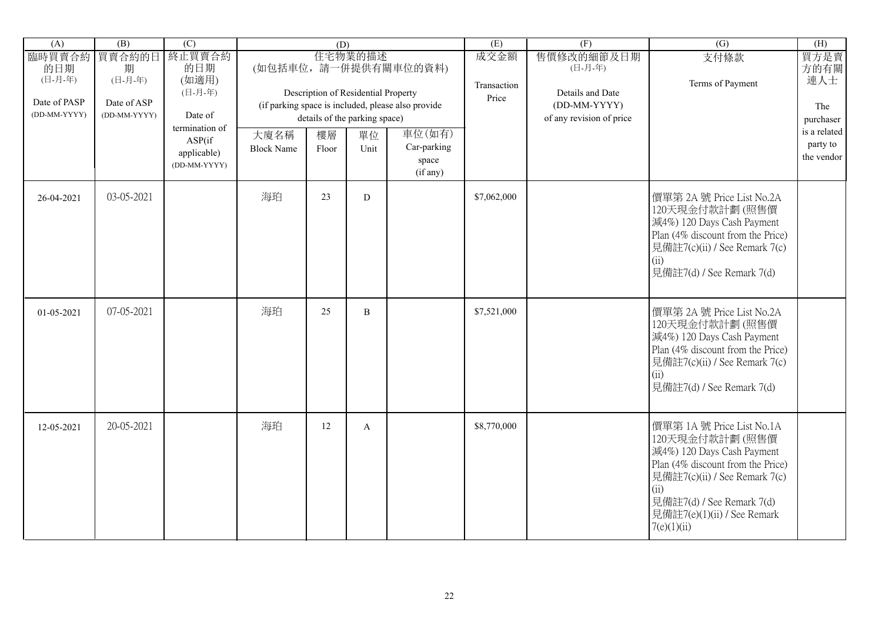| (A) | (B) | (C) | (D) | | | | (E) | (F) | (G) | (H) |
|---|---|---|---|---|---|---|---|---|---|---|
| 臨時買賣合約的日期 (日-月-年) Date of PASP (DD-MM-YYYY) | 買賣合約的日期 (日-月-年) Date of ASP (DD-MM-YYYY) | 終止買賣合約的日期 (如適用) (日-月-年) Date of termination of ASP(if applicable) (DD-MM-YYYY) | 住宅物業的描述 (如包括車位，請一併提供有關車位的資料) Description of Residential Property (if parking space is included, please also provide details of the parking space) | | | | 成交金額 Transaction Price | 售價修改的細節及日期 (日-月-年) Details and Date (DD-MM-YYYY) of any revision of price | 支付條款 Terms of Payment | 買方是賣方的有關連人士 The purchaser is a related party to the vendor |
| | | | 大廈名稱 Block Name | 樓層 Floor | 單位 Unit | 車位(如有) Car-parking space (if any) | | | | |
| 26-04-2021 | 03-05-2021 | | 海珀 | 23 | D | | $7,062,000 | | 價單第 2A 號 Price List No.2A 120天現金付款計劃 (照售價減4%) 120 Days Cash Payment Plan (4% discount from the Price) 見備註7(c)(ii) / See Remark 7(c)(ii) 見備註7(d) / See Remark 7(d) | |
| 01-05-2021 | 07-05-2021 | | 海珀 | 25 | B | | $7,521,000 | | 價單第 2A 號 Price List No.2A 120天現金付款計劃 (照售價減4%) 120 Days Cash Payment Plan (4% discount from the Price) 見備註7(c)(ii) / See Remark 7(c)(ii) 見備註7(d) / See Remark 7(d) | |
| 12-05-2021 | 20-05-2021 | | 海珀 | 12 | A | | $8,770,000 | | 價單第 1A 號 Price List No.1A 120天現金付款計劃 (照售價減4%) 120 Days Cash Payment Plan (4% discount from the Price) 見備註7(c)(ii) / See Remark 7(c)(ii) 見備註7(d) / See Remark 7(d) 見備註7(e)(1)(ii) / See Remark 7(e)(1)(ii) | |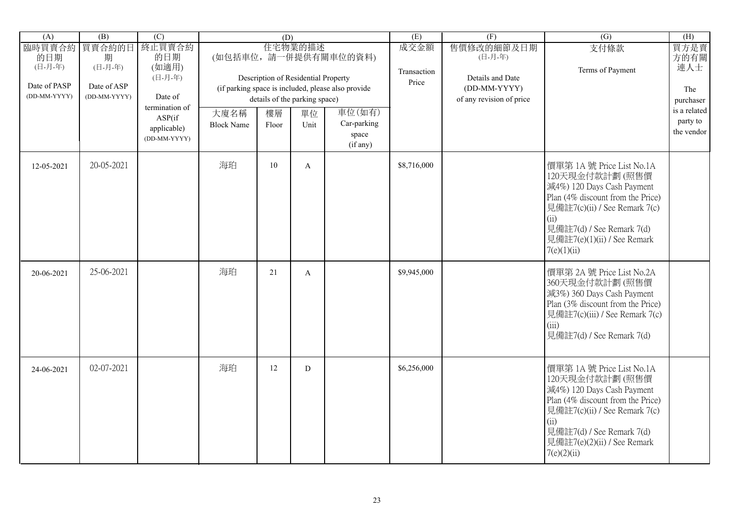| (A) | (B) | (C) | (D) | | | | (E) | (F) | (G) | (H) |
|---|---|---|---|---|---|---|---|---|---|---|
| 臨時買賣合約的日期 (日-月-年) Date of PASP (DD-MM-YYYY) | 買賣合約的日期 (日-月-年) Date of ASP (DD-MM-YYYY) | 終止買賣合約的日期 (如適用) (日-月-年) Date of termination of ASP(if applicable) (DD-MM-YYYY) | 住宅物業的描述 (如包括車位，請一併提供有關車位的資料) Description of Residential Property (if parking space is included, please also provide details of the parking space) | | | | 成交金額 Transaction Price | 售價修改的細節及日期 (日-月-年) Details and Date (DD-MM-YYYY) of any revision of price | 支付條款 Terms of Payment | 買方是賣方的有關連人士 The purchaser is a related party to the vendor |
| | | | 大廈名稱 Block Name | 樓層 Floor | 單位 Unit | 車位(如有) Car-parking space (if any) | | | | |
| 12-05-2021 | 20-05-2021 | | 海珀 | 10 | A | | $8,716,000 | | 價單第 1A 號 Price List No.1A 120天現金付款計劃 (照售價減4%) 120 Days Cash Payment Plan (4% discount from the Price) 見備註7(c)(ii) / See Remark 7(c)(ii) 見備註7(d) / See Remark 7(d) 見備註7(e)(1)(ii) / See Remark 7(e)(1)(ii) | |
| 20-06-2021 | 25-06-2021 | | 海珀 | 21 | A | | $9,945,000 | | 價單第 2A 號 Price List No.2A 360天現金付款計劃 (照售價減3%) 360 Days Cash Payment Plan (3% discount from the Price) 見備註7(c)(iii) / See Remark 7(c)(iii) 見備註7(d) / See Remark 7(d) | |
| 24-06-2021 | 02-07-2021 | | 海珀 | 12 | D | | $6,256,000 | | 價單第 1A 號 Price List No.1A 120天現金付款計劃 (照售價減4%) 120 Days Cash Payment Plan (4% discount from the Price) 見備註7(c)(ii) / See Remark 7(c)(ii) 見備註7(d) / See Remark 7(d) 見備註7(e)(2)(ii) / See Remark 7(e)(2)(ii) | |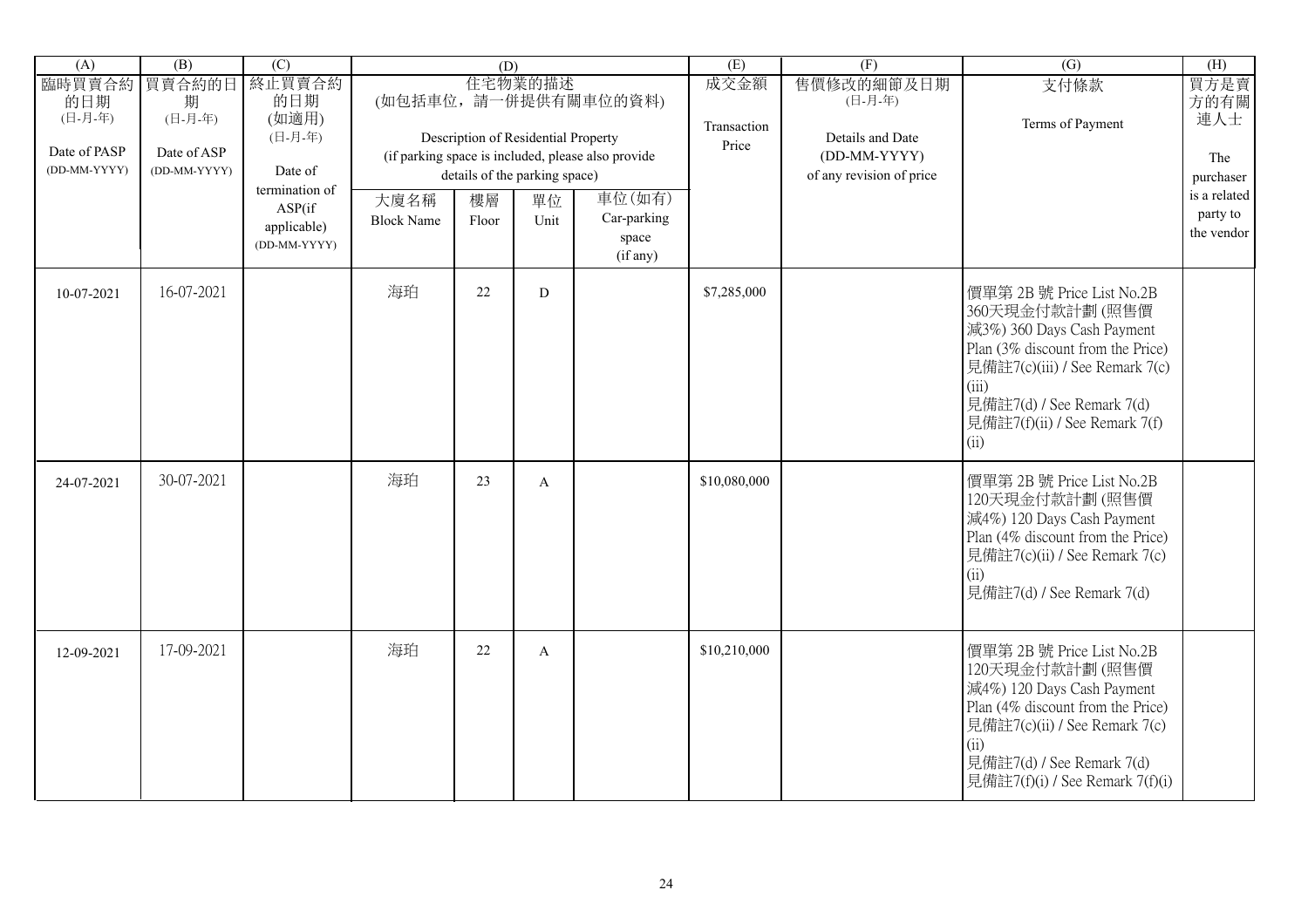| (A) | (B) | (C) | (D) | | | | (E) | (F) | (G) | (H) |
|---|---|---|---|---|---|---|---|---|---|---|
| 臨時買賣合約的日期 (日-月-年) Date of PASP (DD-MM-YYYY) | 買賣合約的日期 (日-月-年) Date of ASP (DD-MM-YYYY) | 終止買賣合約的日期 (如適用) (日-月-年) Date of termination of ASP(if applicable) (DD-MM-YYYY) | 住宅物業的描述 (如包括車位，請一併提供有關車位的資料) Description of Residential Property (if parking space is included, please also provide details of the parking space) | | | | 成交金額 Transaction Price | 售價修改的細節及日期 (日-月-年) Details and Date (DD-MM-YYYY) of any revision of price | 支付條款 Terms of Payment | 買方是賣方的有關連人士 The purchaser is a related party to the vendor |
| | | | 大廈名稱 Block Name | 樓層 Floor | 單位 Unit | 車位(如有) Car-parking space (if any) | | | | |
| 10-07-2021 | 16-07-2021 | | 海珀 | 22 | D | | $7,285,000 | | 價單第 2B 號 Price List No.2B 360天現金付款計劃 (照售價減3%) 360 Days Cash Payment Plan (3% discount from the Price) 見備註7(c)(iii) / See Remark 7(c)(iii) 見備註7(d) / See Remark 7(d) 見備註7(f)(ii) / See Remark 7(f)(ii) | |
| 24-07-2021 | 30-07-2021 | | 海珀 | 23 | A | | $10,080,000 | | 價單第 2B 號 Price List No.2B 120天現金付款計劃 (照售價減4%) 120 Days Cash Payment Plan (4% discount from the Price) 見備註7(c)(ii) / See Remark 7(c)(ii) 見備註7(d) / See Remark 7(d) | |
| 12-09-2021 | 17-09-2021 | | 海珀 | 22 | A | | $10,210,000 | | 價單第 2B 號 Price List No.2B 120天現金付款計劃 (照售價減4%) 120 Days Cash Payment Plan (4% discount from the Price) 見備註7(c)(ii) / See Remark 7(c)(ii) 見備註7(d) / See Remark 7(d) 見備註7(f)(i) / See Remark 7(f)(i) | |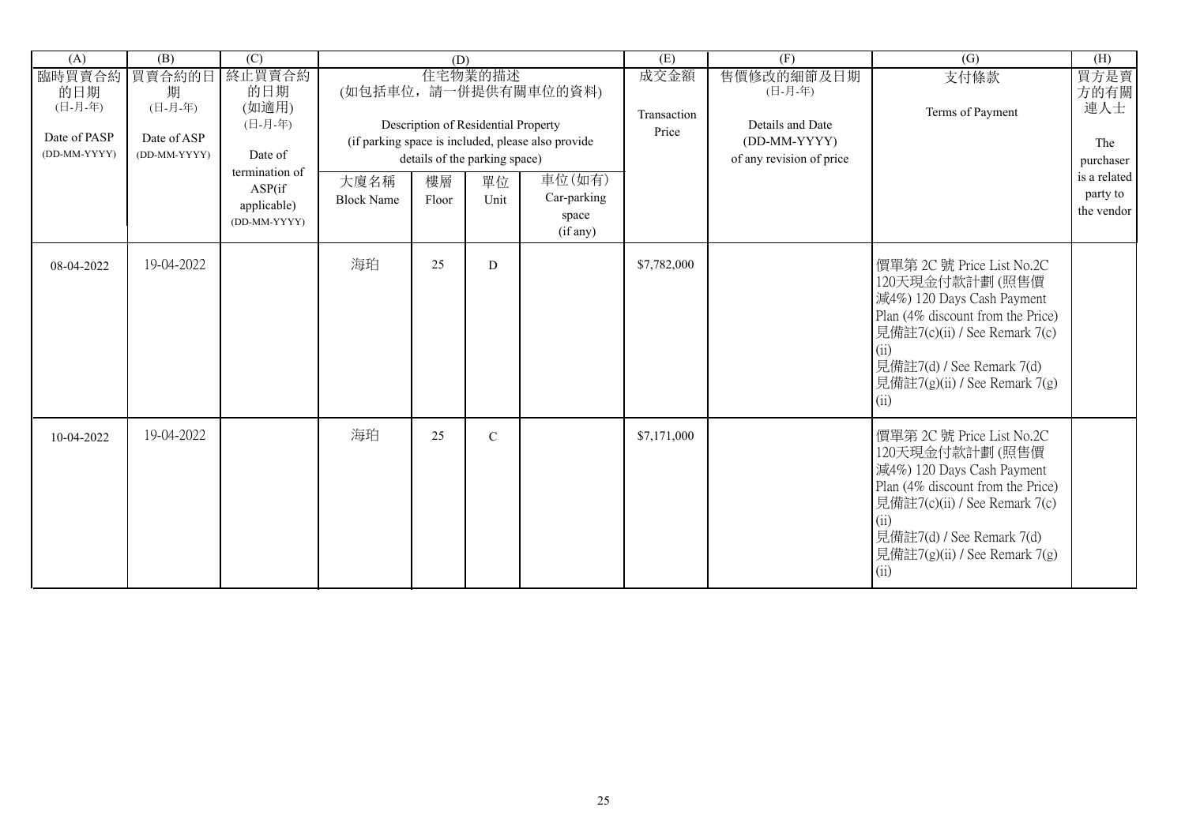| (A) | (B) | (C) | (D) | | | | (E) | (F) | (G) | (H) |
|---|---|---|---|---|---|---|---|---|---|---|
| 臨時買賣合約的日期 (日-月-年) Date of PASP (DD-MM-YYYY) | 買賣合約的日期 (日-月-年) Date of ASP (DD-MM-YYYY) | 終止買賣合約的日期 (如適用) (日-月-年) Date of termination of ASP(if applicable) (DD-MM-YYYY) | 住宅物業的描述 (如包括車位，請一併提供有關車位的資料) Description of Residential Property (if parking space is included, please also provide details of the parking space) | | | | 成交金額 Transaction Price | 售價修改的細節及日期 (日-月-年) Details and Date (DD-MM-YYYY) of any revision of price | 支付條款 Terms of Payment | 買方是賣方的有關連人士 The purchaser is a related party to the vendor |
| | | | 大廈名稱 Block Name | 樓層 Floor | 單位 Unit | 車位(如有) Car-parking space (if any) | | | | |
| 08-04-2022 | 19-04-2022 | | 海珀 | 25 | D | | $7,782,000 | | 價單第 2C 號 Price List No.2C 120天現金付款計劃 (照售價減4%) 120 Days Cash Payment Plan (4% discount from the Price) 見備註7(c)(ii) / See Remark 7(c)(ii) 見備註7(d) / See Remark 7(d) 見備註7(g)(ii) / See Remark 7(g)(ii) | |
| 10-04-2022 | 19-04-2022 | | 海珀 | 25 | C | | $7,171,000 | | 價單第 2C 號 Price List No.2C 120天現金付款計劃 (照售價減4%) 120 Days Cash Payment Plan (4% discount from the Price) 見備註7(c)(ii) / See Remark 7(c)(ii) 見備註7(d) / See Remark 7(d) 見備註7(g)(ii) / See Remark 7(g)(ii) | |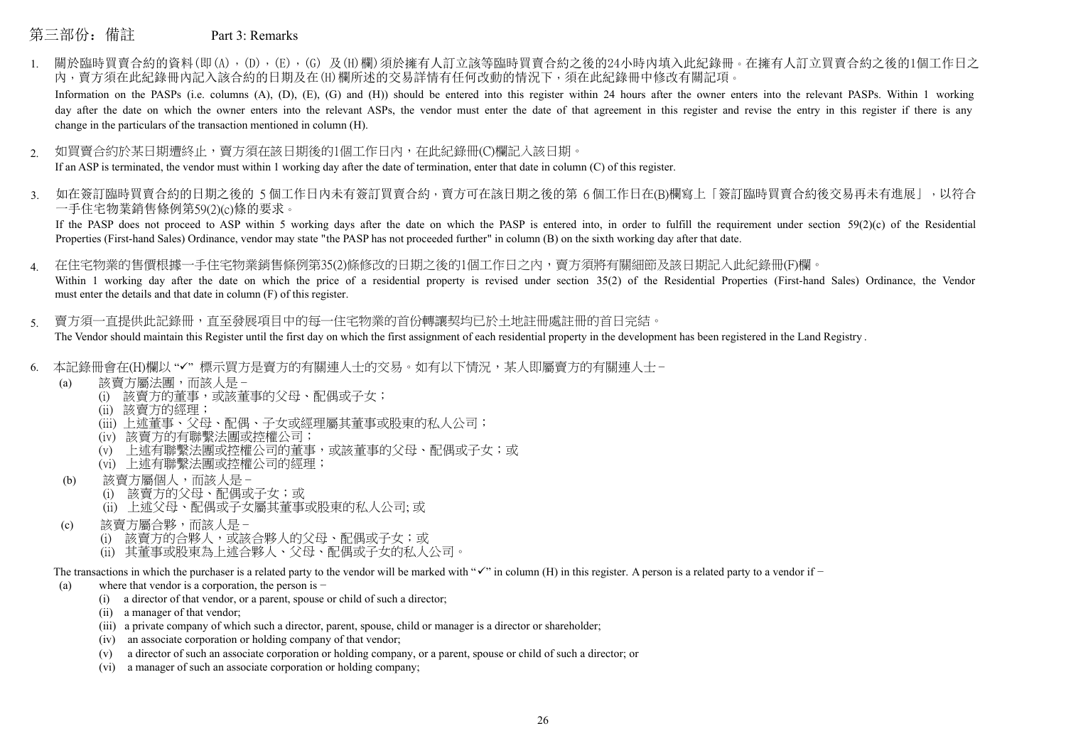## 第三部份：備註 Part 3: Remarks

1. 關於臨時買賣合約的資料(即(A)，(D)，(E)，(G) 及(H)欄)須於擁有人訂立該等臨時買賣合約之後的24小時內填入此紀錄冊。在擁有人訂立買賣合約之後的1個工作日之內，賣方須在此紀錄冊內記入該合約的日期及在(H)欄所述的交易詳情有任何改動的情況下，須在此紀錄冊中修改有關記項。

   Information on the PASPs (i.e. columns (A), (D), (E), (G) and (H)) should be entered into this register within 24 hours after the owner enters into the relevant PASPs. Within 1 working day after the date on which the owner enters into the relevant ASPs, the vendor must enter the date of that agreement in this register and revise the entry in this register if there is any change in the particulars of the transaction mentioned in column (H).

2. 如買賣合約於某日期遭終止，賣方須在該日期後的1個工作日內，在此紀錄冊(C)欄記入該日期。

   If an ASP is terminated, the vendor must within 1 working day after the date of termination, enter that date in column (C) of this register.

3. 如在簽訂臨時買賣合約的日期之後的 5 個工作日內未有簽訂買賣合約，賣方可在該日期之後的第 6 個工作日在(B)欄寫上「簽訂臨時買賣合約後交易再未有進展」，以符合一手住宅物業銷售條例第59(2)(c)條的要求。

   If the PASP does not proceed to ASP within 5 working days after the date on which the PASP is entered into, in order to fulfill the requirement under section 59(2)(c) of the Residential Properties (First-hand Sales) Ordinance, vendor may state "the PASP has not proceeded further" in column (B) on the sixth working day after that date.

4. 在住宅物業的售價根據一手住宅物業銷售條例第35(2)條修改的日期之後的1個工作日之內，賣方須將有關細節及該日期記入此紀錄冊(F)欄。

   Within 1 working day after the date on which the price of a residential property is revised under section 35(2) of the Residential Properties (First-hand Sales) Ordinance, the Vendor must enter the details and that date in column (F) of this register.

5. 賣方須一直提供此紀錄冊，直至發展項目中的每一住宅物業的首份轉讓契約已於土地註冊處註冊的首日完結。

   The Vendor should maintain this Register until the first day on which the first assignment of each residential property in the development has been registered in the Land Registry .

6. 本紀錄冊會在(H)欄以 "✓" 標示買方是賣方的有關連人士的交易。如有以下情況，某人即屬賣方的有關連人士－
   - (a) 該賣方屬法團，而該人是－
     - (i) 該賣方的董事，或該董事的父母、配偶或子女；
     - (ii) 該賣方的經理；
     - (iii) 上述董事、父母、配偶、子女或經理屬其董事或股東的私人公司；
     - (iv) 該賣方的有聯繫法團或控權公司；
     - (v) 上述有聯繫法團或控權公司的董事，或該董事的父母、配偶或子女；或
     - (vi) 上述有聯繫法團或控權公司的經理；
   - (b) 該賣方屬個人，而該人是－
     - (i) 該賣方的父母、配偶或子女；或
     - (ii) 上述父母、配偶或子女屬其董事或股東的私人公司; 或
   - (c) 該賣方屬合夥，而該人是－
     - (i) 該賣方的合夥人，或該合夥人的父母、配偶或子女；或
     - (ii) 其董事或股東為上述合夥人、父母、配偶或子女的私人公司。

   The transactions in which the purchaser is a related party to the vendor will be marked with "✓" in column (H) in this register. A person is a related party to a vendor if −
   - (a) where that vendor is a corporation, the person is −
     - (i) a director of that vendor, or a parent, spouse or child of such a director;
     - (ii) a manager of that vendor;
     - (iii) a private company of which such a director, parent, spouse, child or manager is a director or shareholder;
     - (iv) an associate corporation or holding company of that vendor;
     - (v) a director of such an associate corporation or holding company, or a parent, spouse or child of such a director; or
     - (vi) a manager of such an associate corporation or holding company;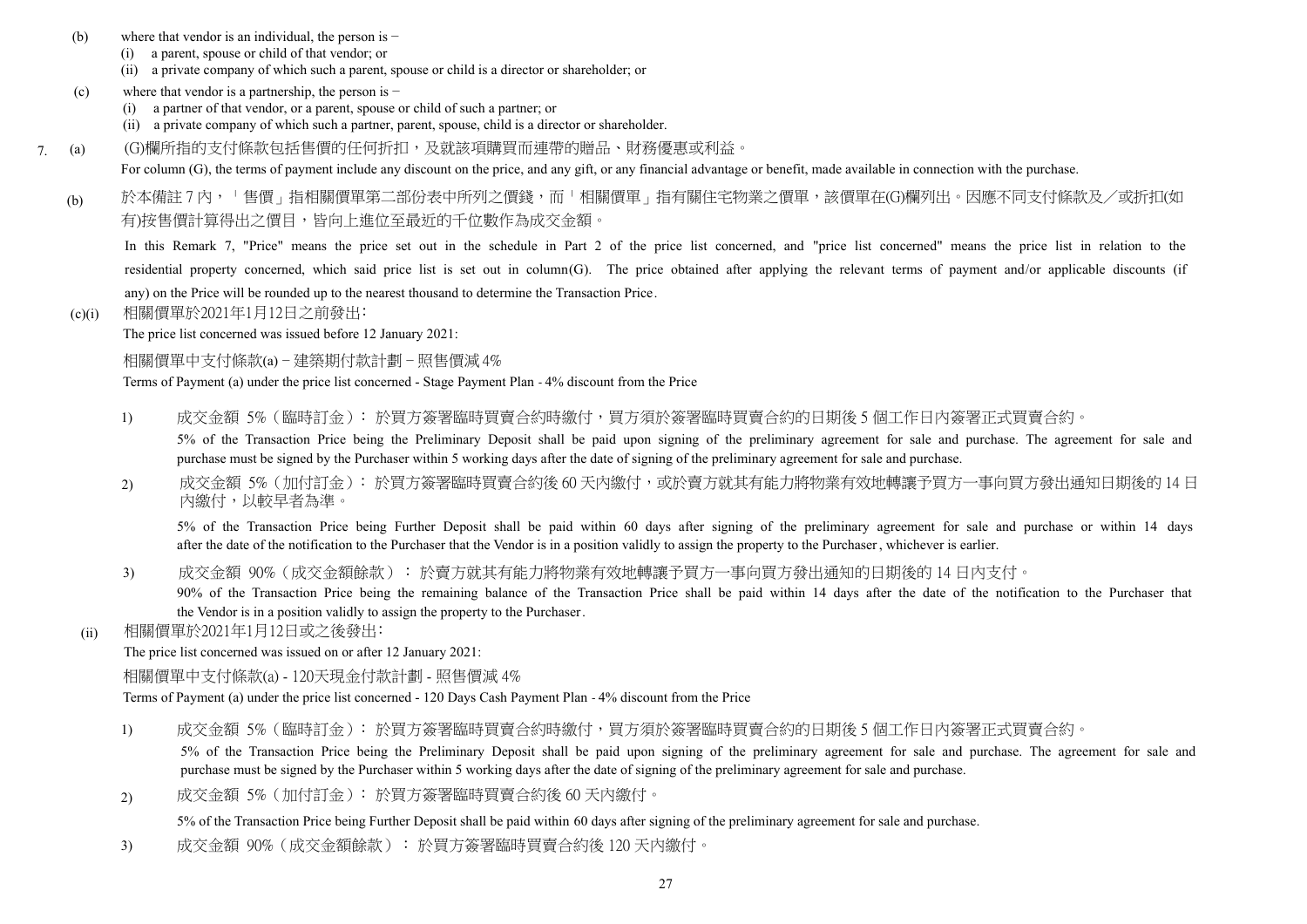(b) where that vendor is an individual, the person is −

(i) a parent, spouse or child of that vendor; or

(ii) a private company of which such a parent, spouse or child is a director or shareholder; or

(c) where that vendor is a partnership, the person is −

(i) a partner of that vendor, or a parent, spouse or child of such a partner; or

(ii) a private company of which such a partner, parent, spouse, child is a director or shareholder.

7. (a) (G)欄所指的支付條款包括售價的任何折扣，及就該項購買而連帶的贈品、財務優惠或利益。

For column (G), the terms of payment include any discount on the price, and any gift, or any financial advantage or benefit, made available in connection with the purchase.

(b) 於本備註 7 內，「售價」指相關價單第二部份表中所列之價錢，而「相關價單」指有關住宅物業之價單，該價單在(G)欄列出。因應不同支付條款及／或折扣(如有)按售價計算得出之價目，皆向上進位至最近的千位數作為成交金額。

In this Remark 7, "Price" means the price set out in the schedule in Part 2 of the price list concerned, and "price list concerned" means the price list in relation to the residential property concerned, which said price list is set out in column(G). The price obtained after applying the relevant terms of payment and/or applicable discounts (if any) on the Price will be rounded up to the nearest thousand to determine the Transaction Price.

(c)(i) 相關價單於2021年1月12日之前發出:

The price list concerned was issued before 12 January 2021:

相關價單中支付條款(a) – 建築期付款計劃 – 照售價減 4%

Terms of Payment (a) under the price list concerned - Stage Payment Plan - 4% discount from the Price

1) 成交金額 5%（臨時訂金）: 於買方簽署臨時買賣合約時繳付，買方須於簽署臨時買賣合約的日期後 5 個工作日內簽署正式買賣合約。

5% of the Transaction Price being the Preliminary Deposit shall be paid upon signing of the preliminary agreement for sale and purchase. The agreement for sale and purchase must be signed by the Purchaser within 5 working days after the date of signing of the preliminary agreement for sale and purchase.

2) 成交金額 5%（加付訂金）: 於買方簽署臨時買賣合約後 60 天內繳付，或於賣方就其有能力將物業有效地轉讓予買方一事向買方發出通知日期後的 14 日內繳付，以較早者為準。

5% of the Transaction Price being Further Deposit shall be paid within 60 days after signing of the preliminary agreement for sale and purchase or within 14 days after the date of the notification to the Purchaser that the Vendor is in a position validly to assign the property to the Purchaser, whichever is earlier.

3) 成交金額 90%（成交金額餘款）: 於賣方就其有能力將物業有效地轉讓予買方一事向買方發出通知的日期後的 14 日內支付。

90% of the Transaction Price being the remaining balance of the Transaction Price shall be paid within 14 days after the date of the notification to the Purchaser that the Vendor is in a position validly to assign the property to the Purchaser.

(ii) 相關價單於2021年1月12日或之後發出:

The price list concerned was issued on or after 12 January 2021:

相關價單中支付條款(a) - 120天現金付款計劃 - 照售價減 4%

Terms of Payment (a) under the price list concerned - 120 Days Cash Payment Plan - 4% discount from the Price

1) 成交金額 5%（臨時訂金）: 於買方簽署臨時買賣合約時繳付，買方須於簽署臨時買賣合約的日期後 5 個工作日內簽署正式買賣合約。

5% of the Transaction Price being the Preliminary Deposit shall be paid upon signing of the preliminary agreement for sale and purchase. The agreement for sale and purchase must be signed by the Purchaser within 5 working days after the date of signing of the preliminary agreement for sale and purchase.

2) 成交金額 5%（加付訂金）: 於買方簽署臨時買賣合約後 60 天內繳付。

5% of the Transaction Price being Further Deposit shall be paid within 60 days after signing of the preliminary agreement for sale and purchase.

3) 成交金額 90%（成交金額餘款）: 於買方簽署臨時買賣合約後 120 天內繳付。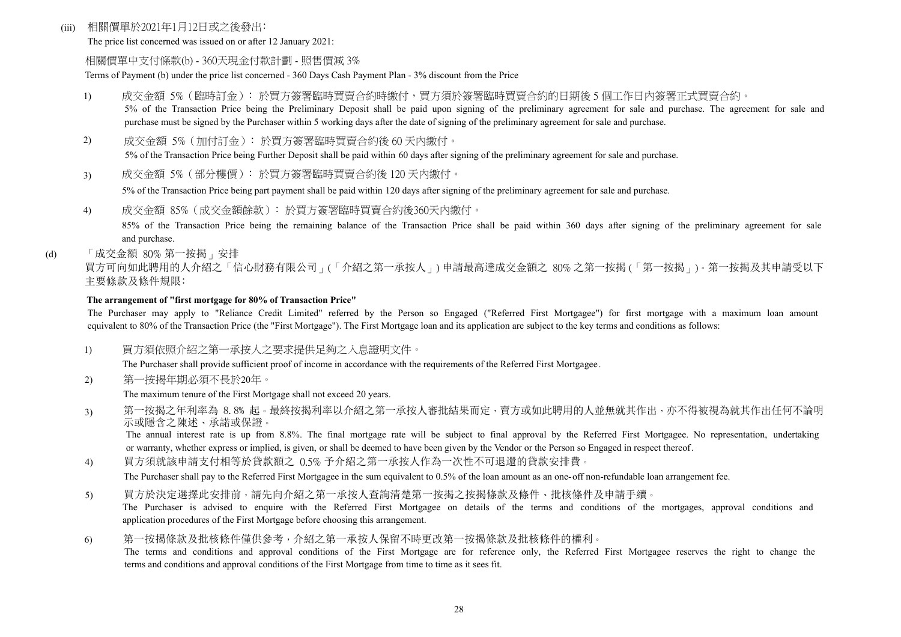(iii) 相關價單於2021年1月12日或之後發出:

The price list concerned was issued on or after 12 January 2021:

相關價單中支付條款(b) - 360天現金付款計劃 - 照售價減 3%

Terms of Payment (b) under the price list concerned - 360 Days Cash Payment Plan - 3% discount from the Price

1) 成交金額 5%（臨時訂金）： 於買方簽署臨時買賣合約時繳付，買方須於簽署臨時買賣合約的日期後 5 個工作日內簽署正式買賣合約。

   5% of the Transaction Price being the Preliminary Deposit shall be paid upon signing of the preliminary agreement for sale and purchase. The agreement for sale and purchase must be signed by the Purchaser within 5 working days after the date of signing of the preliminary agreement for sale and purchase.

2) 成交金額 5%（加付訂金）： 於買方簽署臨時買賣合約後 60 天內繳付。

   5% of the Transaction Price being Further Deposit shall be paid within 60 days after signing of the preliminary agreement for sale and purchase.

3) 成交金額 5%（部分樓價）： 於買方簽署臨時買賣合約後 120 天內繳付。

   5% of the Transaction Price being part payment shall be paid within 120 days after signing of the preliminary agreement for sale and purchase.

4) 成交金額 85%（成交金額餘款）： 於買方簽署臨時買賣合約後360天內繳付。

   85% of the Transaction Price being the remaining balance of the Transaction Price shall be paid within 360 days after signing of the preliminary agreement for sale and purchase.

(d) 「成交金額 80% 第一按揭」安排

買方可向如此聘用的人介紹之「信心財務有限公司」(「介紹之第一承按人」) 申請最高達成交金額之 80% 之第一按揭 (「第一按揭」)。第一按揭及其申請受以下主要條款及條件規限:

**The arrangement of "first mortgage for 80% of Transaction Price"**

The Purchaser may apply to "Reliance Credit Limited" referred by the Person so Engaged ("Referred First Mortgagee") for first mortgage with a maximum loan amount equivalent to 80% of the Transaction Price (the "First Mortgage"). The First Mortgage loan and its application are subject to the key terms and conditions as follows:

1) 買方須依照介紹之第一承按人之要求提供足夠之入息證明文件。

   The Purchaser shall provide sufficient proof of income in accordance with the requirements of the Referred First Mortgagee.

2) 第一按揭年期必須不長於20年。

   The maximum tenure of the First Mortgage shall not exceed 20 years.

3) 第一按揭之年利率為 8.8% 起。最終按揭利率以介紹之第一承按人審批結果而定，賣方或如此聘用的人並無就其作出，亦不得被視為就其作出任何不論明示或隱含之陳述、承諾或保證。

   The annual interest rate is up from 8.8%. The final mortgage rate will be subject to final approval by the Referred First Mortgagee. No representation, undertaking or warranty, whether express or implied, is given, or shall be deemed to have been given by the Vendor or the Person so Engaged in respect thereof.

4) 買方須就該申請支付相等於貸款額之 0.5% 予介紹之第一承按人作為一次性不可退還的貸款安排費。

   The Purchaser shall pay to the Referred First Mortgagee in the sum equivalent to 0.5% of the loan amount as an one-off non-refundable loan arrangement fee.

5) 買方於決定選擇此安排前，請先向介紹之第一承按人查詢清楚第一按揭之按揭條款及條件、批核條件及申請手續。

   The Purchaser is advised to enquire with the Referred First Mortgagee on details of the terms and conditions of the mortgages, approval conditions and application procedures of the First Mortgage before choosing this arrangement.

6) 第一按揭條款及批核條件僅供參考，介紹之第一承按人保留不時更改第一按揭條款及批核條件的權利。

   The terms and conditions and approval conditions of the First Mortgage are for reference only, the Referred First Mortgagee reserves the right to change the terms and conditions and approval conditions of the First Mortgage from time to time as it sees fit.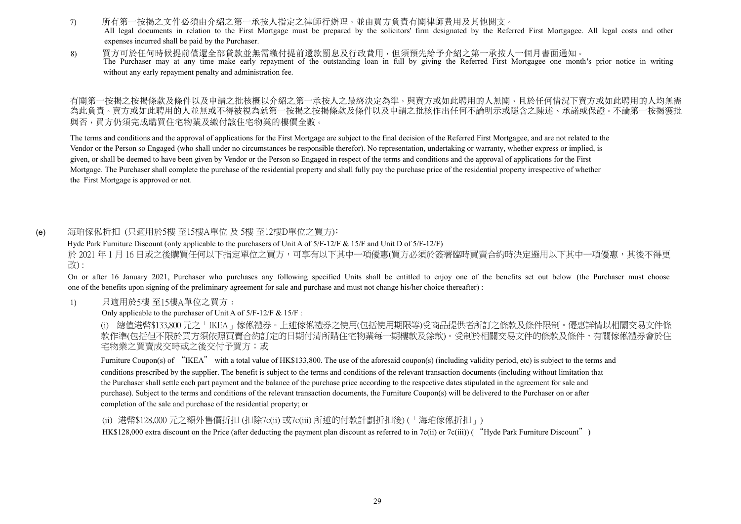7) 所有第一按揭之文件必須由介紹之第一承按人指定之律師行辦理，並由買方負責有關律師費用及其他開支。
All legal documents in relation to the First Mortgage must be prepared by the solicitors' firm designated by the Referred First Mortgagee. All legal costs and other expenses incurred shall be paid by the Purchaser.

8) 買方可於任何時候提前償還全部貸款並無需繳付提前還款罰息及行政費用，但須預先給予介紹之第一承按人一個月書面通知。
The Purchaser may at any time make early repayment of the outstanding loan in full by giving the Referred First Mortgagee one month's prior notice in writing without any early repayment penalty and administration fee.

有關第一按揭之按揭條款及條件以及申請之批核概以介紹之第一承按人之最終決定為準，與賣方或如此聘用的人無關，且於任何情況下賣方或如此聘用的人均無需為此負責。賣方或如此聘用的人並無或不得被視為就第一按揭之按揭條款及條件以及申請之批核作出任何不論明示或隱含之陳述、承諾或保證。不論第一按揭獲批與否，買方仍須完成購買住宅物業及繳付該住宅物業的樓價全數。

The terms and conditions and the approval of applications for the First Mortgage are subject to the final decision of the Referred First Mortgagee, and are not related to the Vendor or the Person so Engaged (who shall under no circumstances be responsible therefor). No representation, undertaking or warranty, whether express or implied, is given, or shall be deemed to have been given by Vendor or the Person so Engaged in respect of the terms and conditions and the approval of applications for the First Mortgage. The Purchaser shall complete the purchase of the residential property and shall fully pay the purchase price of the residential property irrespective of whether the First Mortgage is approved or not.

(e) 海珀傢俬折扣 (只適用於5樓 至15樓A單位 及 5樓 至12樓D單位之買方)：

Hyde Park Furniture Discount (only applicable to the purchasers of Unit A of 5/F-12/F & 15/F and Unit D of 5/F-12/F)

於 2021 年 1 月 16 日或之後購買任何以下指定單位之買方，可享有以下其中一項優惠(買方必須於簽署臨時買賣合約時決定選用以下其中一項優惠，其後不得更改) :

On or after 16 January 2021, Purchaser who purchases any following specified Units shall be entitled to enjoy one of the benefits set out below (the Purchaser must choose one of the benefits upon signing of the preliminary agreement for sale and purchase and must not change his/her choice thereafter) :

1) 只適用於5樓 至15樓A單位之買方：
Only applicable to the purchaser of Unit A of 5/F-12/F & 15/F :

(i) 總值港幣$133,800 元之「IKEA」傢俬禮券。上述傢俬禮券之使用(包括使用期限等)受商品提供者所訂之條款及條件限制。優惠詳情以相關交易文件條款作準(包括但不限於買方須依照買賣合約訂定的日期付清所購住宅物業每一期樓款及餘款)。受制於相關交易文件的條款及條件，有關傢俬禮券會於住宅物業之買賣成交時或之後交付予買方；或

Furniture Coupon(s) of "IKEA" with a total value of HK$133,800. The use of the aforesaid coupon(s) (including validity period, etc) is subject to the terms and conditions prescribed by the supplier. The benefit is subject to the terms and conditions of the relevant transaction documents (including without limitation that the Purchaser shall settle each part payment and the balance of the purchase price according to the respective dates stipulated in the agreement for sale and purchase). Subject to the terms and conditions of the relevant transaction documents, the Furniture Coupon(s) will be delivered to the Purchaser on or after completion of the sale and purchase of the residential property; or

(ii) 港幣$128,000 元之額外售價折扣 (扣除7c(ii) 或7c(iii) 所述的付款計劃折扣後) (「海珀傢俬折扣」)
HK$128,000 extra discount on the Price (after deducting the payment plan discount as referred to in 7c(ii) or 7c(iii)) ("Hyde Park Furniture Discount")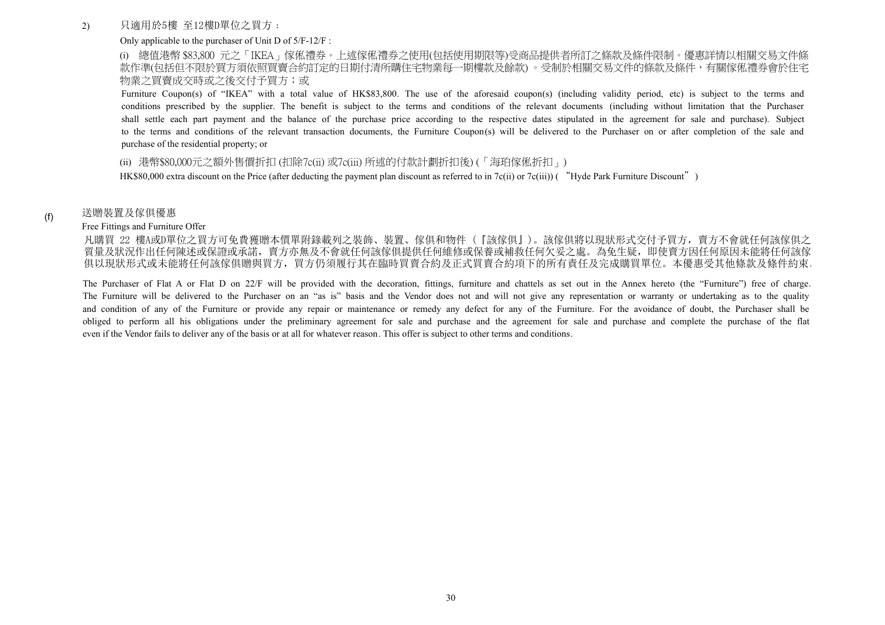2) 只適用於5樓 至12樓D單位之買方：

Only applicable to the purchaser of Unit D of 5/F-12/F :

(i) 總值港幣 $83,800 元之「IKEA」傢俬禮券。上述傢俬禮券之使用(包括使用期限等)受商品提供者所訂之條款及條件限制。優惠詳情以相關交易文件條款作準(包括但不限於買方須依照買賣合約訂定的日期付清所購住宅物業每一期樓款及餘款)。受制於相關交易文件的條款及條件，有關傢俬禮券會於住宅物業之買賣成交時或之後交付予買方；或

Furniture Coupon(s) of "IKEA" with a total value of HK$83,800. The use of the aforesaid coupon(s) (including validity period, etc) is subject to the terms and conditions prescribed by the supplier. The benefit is subject to the terms and conditions of the relevant documents (including without limitation that the Purchaser shall settle each part payment and the balance of the purchase price according to the respective dates stipulated in the agreement for sale and purchase). Subject to the terms and conditions of the relevant transaction documents, the Furniture Coupon(s) will be delivered to the Purchaser on or after completion of the sale and purchase of the residential property; or

(ii) 港幣$80,000元之額外售價折扣 (扣除7c(ii) 或7c(iii) 所述的付款計劃折扣後) (「海珀傢俬折扣」)

HK$80,000 extra discount on the Price (after deducting the payment plan discount as referred to in 7c(ii) or 7c(iii)) ("Hyde Park Furniture Discount")

(f) 送贈裝置及傢俱優惠

Free Fittings and Furniture Offer

凡購買 22 樓A或D單位之買方可免費獲贈本價單附錄載列之裝飾、裝置、傢俱和物件（『該傢俱』)。該傢俱將以現狀形式交付予買方，賣方不會就任何該傢俱之質量及狀況作出任何陳述或保證或承諾，賣方亦無及不會就任何該傢俱提供任何維修或保養或補救任何欠妥之處。為免生疑，即使賣方因任何原因未能將任何該傢俱以現狀形式或未能將任何該傢俱贈與買方，買方仍須履行其在臨時買賣合約及正式買賣合約項下的所有責任及完成購買單位。本優惠受其他條款及條件約束。

The Purchaser of Flat A or Flat D on 22/F will be provided with the decoration, fittings, furniture and chattels as set out in the Annex hereto (the "Furniture") free of charge. The Furniture will be delivered to the Purchaser on an "as is" basis and the Vendor does not and will not give any representation or warranty or undertaking as to the quality and condition of any of the Furniture or provide any repair or maintenance or remedy any defect for any of the Furniture. For the avoidance of doubt, the Purchaser shall be obliged to perform all his obligations under the preliminary agreement for sale and purchase and the agreement for sale and purchase and complete the purchase of the flat even if the Vendor fails to deliver any of the basis or at all for whatever reason. This offer is subject to other terms and conditions.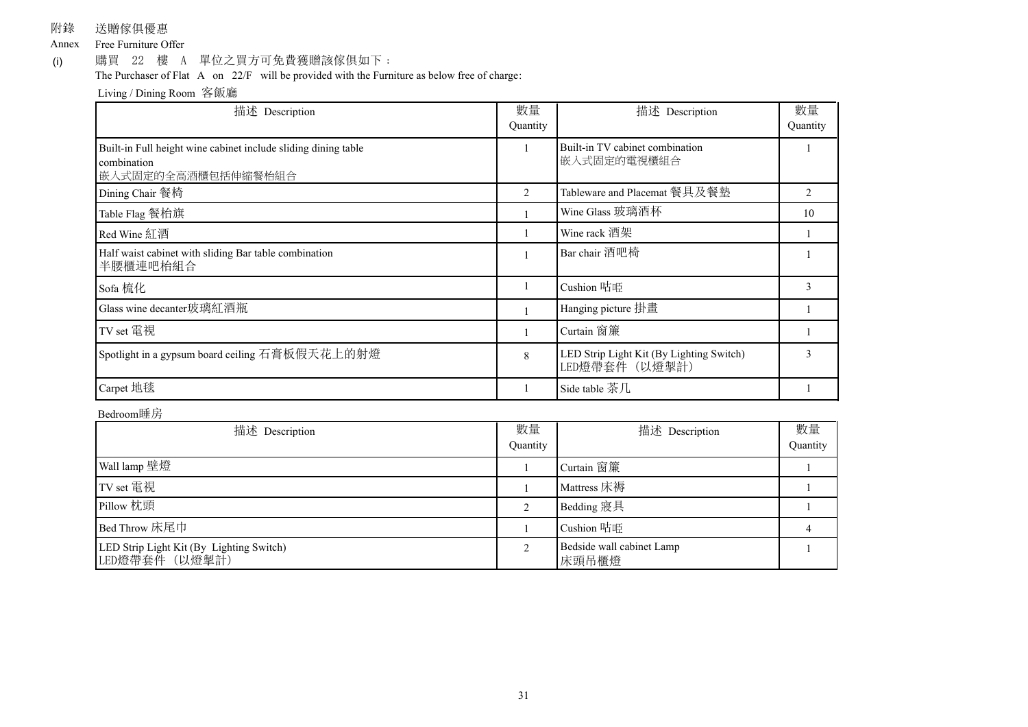附錄　送贈傢俱優惠

Annex　Free Furniture Offer

(i)　購買　22　樓　A　單位之買方可免費獲贈該傢俱如下：

The Purchaser of Flat　A　on　22/F　will be provided with the Furniture as below free of charge:

Living / Dining Room 客飯廳

| 描述 Description | 數量 Quantity | 描述 Description | 數量 Quantity |
|---|---|---|---|
| Built-in Full height wine cabinet include sliding dining table combination 嵌入式固定的全高酒櫃包括伸縮餐枱組合 | 1 | Built-in TV cabinet combination 嵌入式固定的電視櫃組合 | 1 |
| Dining Chair 餐椅 | 2 | Tableware and Placemat 餐具及餐墊 | 2 |
| Table Flag 餐枱旗 | 1 | Wine Glass 玻璃酒杯 | 10 |
| Red Wine 紅酒 | 1 | Wine rack 酒架 | 1 |
| Half waist cabinet with sliding Bar table combination 半腰櫃連吧枱組合 | 1 | Bar chair 酒吧椅 | 1 |
| Sofa 梳化 | 1 | Cushion 咕啞 | 3 |
| Glass wine decanter玻璃紅酒瓶 | 1 | Hanging picture 掛畫 | 1 |
| TV set 電視 | 1 | Curtain 窗簾 | 1 |
| Spotlight in a gypsum board ceiling 石膏板假天花上的射燈 | 8 | LED Strip Light Kit (By Lighting Switch) LED燈帶套件（以燈掣計） | 3 |
| Carpet 地毯 | 1 | Side table 茶几 | 1 |

Bedroom睡房

| 描述 Description | 數量 Quantity | 描述 Description | 數量 Quantity |
|---|---|---|---|
| Wall lamp 壁燈 | 1 | Curtain 窗簾 | 1 |
| TV set 電視 | 1 | Mattress 床褥 | 1 |
| Pillow 枕頭 | 2 | Bedding 寢具 | 1 |
| Bed Throw 床尾巾 | 1 | Cushion 咕啞 | 4 |
| LED Strip Light Kit (By Lighting Switch) LED燈帶套件（以燈掣計） | 2 | Bedside wall cabinet Lamp 床頭吊櫃燈 | 1 |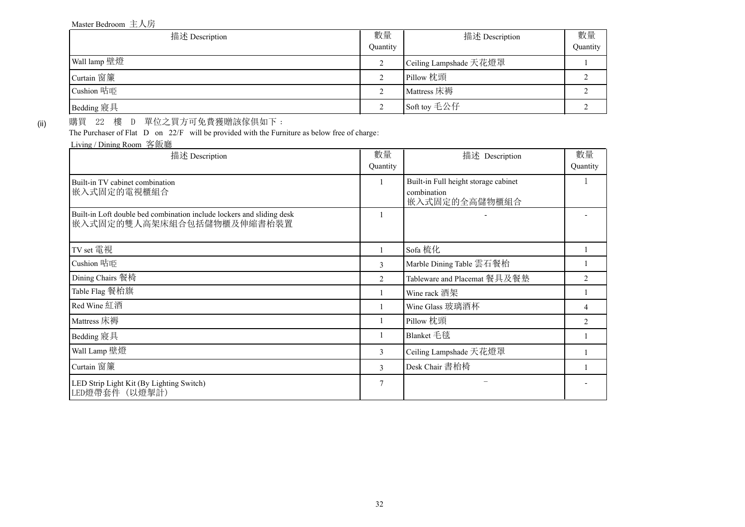Master Bedroom 主人房

| 描述 Description | 數量 Quantity | 描述 Description | 數量 Quantity |
|---|---|---|---|
| Wall lamp 壁燈 | 2 | Ceiling Lampshade 天花燈罩 | 1 |
| Curtain 窗簾 | 2 | Pillow 枕頭 | 2 |
| Cushion 咕啞 | 2 | Mattress 床褥 | 2 |
| Bedding 寢具 | 2 | Soft toy 毛公仔 | 2 |

(ii) 購買 22 樓 D 單位之買方可免費獲贈該傢俱如下：

The Purchaser of Flat D on 22/F will be provided with the Furniture as below free of charge:

Living / Dining Room 客飯廳

| 描述 Description | 數量 Quantity | 描述 Description | 數量 Quantity |
|---|---|---|---|
| Built-in TV cabinet combination 嵌入式固定的電視櫃組合 | 1 | Built-in Full height storage cabinet combination 嵌入式固定的全高儲物櫃組合 | 1 |
| Built-in Loft double bed combination include lockers and sliding desk 嵌入式固定的雙人高架床組合包括儲物櫃及伸縮書枱裝置 | 1 | - | - |
| TV set 電視 | 1 | Sofa 梳化 | 1 |
| Cushion 咕啞 | 3 | Marble Dining Table 雲石餐枱 | 1 |
| Dining Chairs 餐椅 | 2 | Tableware and Placemat 餐具及餐墊 | 2 |
| Table Flag 餐枱旗 | 1 | Wine rack 酒架 | 1 |
| Red Wine 紅酒 | 1 | Wine Glass 玻璃酒杯 | 4 |
| Mattress 床褥 | 1 | Pillow 枕頭 | 2 |
| Bedding 寢具 | 1 | Blanket 毛毯 | 1 |
| Wall Lamp 壁燈 | 3 | Ceiling Lampshade 天花燈罩 | 1 |
| Curtain 窗簾 | 3 | Desk Chair 書枱椅 | 1 |
| LED Strip Light Kit (By Lighting Switch) LED燈帶套件（以燈掣計） | 7 | – | - |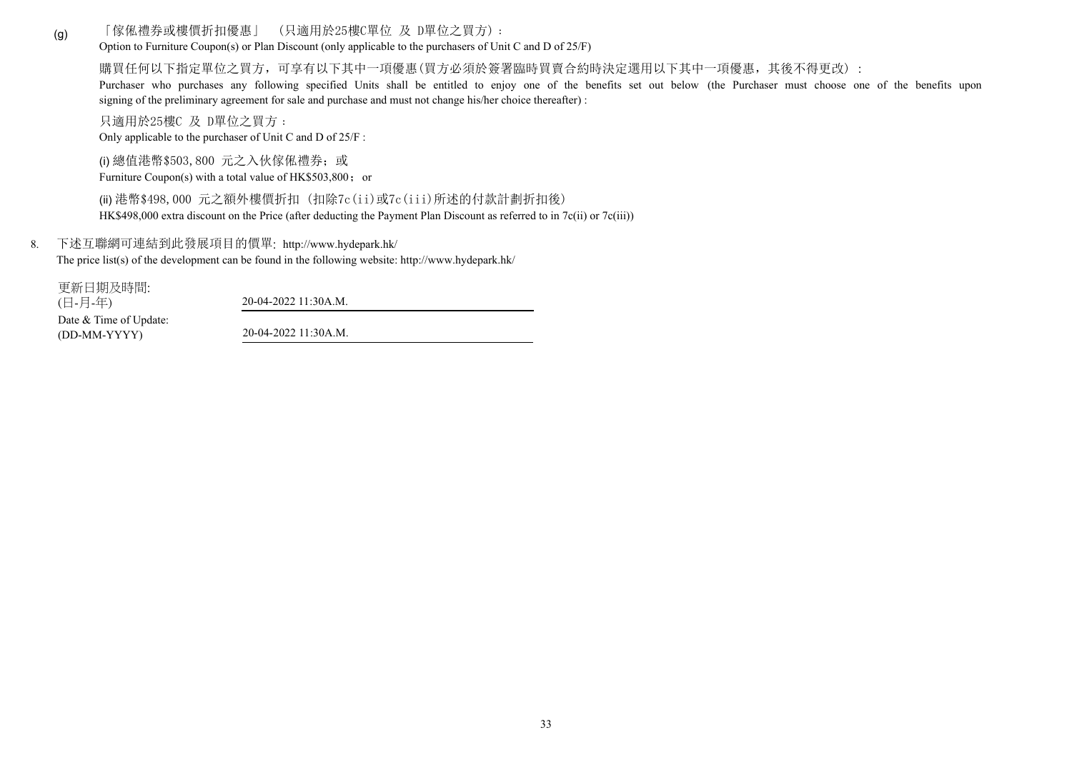(g) 「傢俬禮券或樓價折扣優惠」 (只適用於25樓C單位 及 D單位之買方)：

Option to Furniture Coupon(s) or Plan Discount (only applicable to the purchasers of Unit C and D of 25/F)

購買任何以下指定單位之買方，可享有以下其中一項優惠(買方必須於簽署臨時買賣合約時決定選用以下其中一項優惠，其後不得更改)：

Purchaser who purchases any following specified Units shall be entitled to enjoy one of the benefits set out below (the Purchaser must choose one of the benefits upon signing of the preliminary agreement for sale and purchase and must not change his/her choice thereafter) :

只適用於25樓C 及 D單位之買方：

Only applicable to the purchaser of Unit C and D of 25/F :

(i) 總值港幣$503,800 元之入伙傢俬禮券；或

Furniture Coupon(s) with a total value of HK$503,800； or

(ii) 港幣$498,000 元之額外樓價折扣 (扣除7c(ii)或7c(iii)所述的付款計劃折扣後)

HK$498,000 extra discount on the Price (after deducting the Payment Plan Discount as referred to in 7c(ii) or 7c(iii))

8. 下述互聯網可連結到此發展項目的價單: http://www.hydepark.hk/

The price list(s) of the development can be found in the following website: http://www.hydepark.hk/

更新日期及時間:
(日-月-年) 20-04-2022 11:30A.M.

Date & Time of Update:
(DD-MM-YYYY) 20-04-2022 11:30A.M.